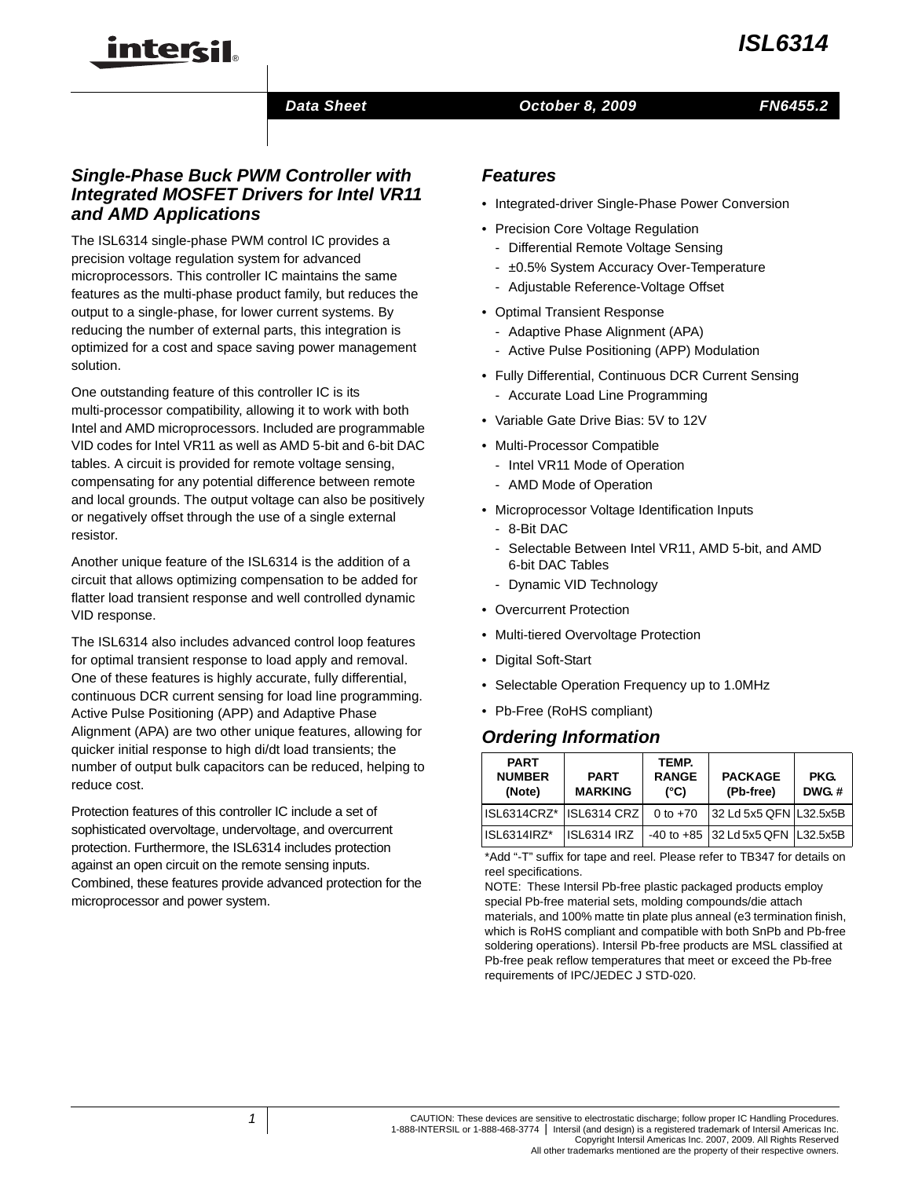# ISL6314

Data Sheet — October 8, 2009 — FN6455.2

## Single-Phase Buck PWM Controller with Integrated MOSFET Drivers for Intel VR11 and AMD Applications

The ISL6314 single-phase PWM control IC provides a precision voltage regulation system for advanced microprocessors. This controller IC maintains the same features as the multi-phase product family, but reduces the output to a single-phase, for lower current systems. By reducing the number of external parts, this integration is optimized for a cost and space saving power management solution.

One outstanding feature of this controller IC is its multi-processor compatibility, allowing it to work with both Intel and AMD microprocessors. Included are programmable VID codes for Intel VR11 as well as AMD 5-bit and 6-bit DAC tables. A circuit is provided for remote voltage sensing, compensating for any potential difference between remote and local grounds. The output voltage can also be positively or negatively offset through the use of a single external resistor.

Another unique feature of the ISL6314 is the addition of a circuit that allows optimizing compensation to be added for flatter load transient response and well controlled dynamic VID response.

The ISL6314 also includes advanced control loop features for optimal transient response to load apply and removal. One of these features is highly accurate, fully differential, continuous DCR current sensing for load line programming. Active Pulse Positioning (APP) and Adaptive Phase Alignment (APA) are two other unique features, allowing for quicker initial response to high di/dt load transients; the number of output bulk capacitors can be reduced, helping to reduce cost.

Protection features of this controller IC include a set of sophisticated overvoltage, undervoltage, and overcurrent protection. Furthermore, the ISL6314 includes protection against an open circuit on the remote sensing inputs. Combined, these features provide advanced protection for the microprocessor and power system.

## Features

- Integrated-driver Single-Phase Power Conversion
- Precision Core Voltage Regulation
  - Differential Remote Voltage Sensing
  - ±0.5% System Accuracy Over-Temperature
  - Adjustable Reference-Voltage Offset
- Optimal Transient Response
  - Adaptive Phase Alignment (APA)
  - Active Pulse Positioning (APP) Modulation
- Fully Differential, Continuous DCR Current Sensing
  - Accurate Load Line Programming
- Variable Gate Drive Bias: 5V to 12V
- Multi-Processor Compatible
  - Intel VR11 Mode of Operation
  - AMD Mode of Operation
- Microprocessor Voltage Identification Inputs
  - 8-Bit DAC
  - Selectable Between Intel VR11, AMD 5-bit, and AMD 6-bit DAC Tables
  - Dynamic VID Technology
- Overcurrent Protection
- Multi-tiered Overvoltage Protection
- Digital Soft-Start
- Selectable Operation Frequency up to 1.0MHz
- Pb-Free (RoHS compliant)

## Ordering Information

| PART NUMBER (Note) | PART MARKING | TEMP. RANGE (°C) | PACKAGE (Pb-free) | PKG. DWG. # |
|---|---|---|---|---|
| ISL6314CRZ* | ISL6314 CRZ | 0 to +70 | 32 Ld 5x5 QFN | L32.5x5B |
| ISL6314IRZ* | ISL6314 IRZ | -40 to +85 | 32 Ld 5x5 QFN | L32.5x5B |

*Add "-T" suffix for tape and reel. Please refer to TB347 for details on reel specifications.

NOTE: These Intersil Pb-free plastic packaged products employ special Pb-free material sets, molding compounds/die attach materials, and 100% matte tin plate plus anneal (e3 termination finish, which is RoHS compliant and compatible with both SnPb and Pb-free soldering operations). Intersil Pb-free products are MSL classified at Pb-free peak reflow temperatures that meet or exceed the Pb-free requirements of IPC/JEDEC J STD-020.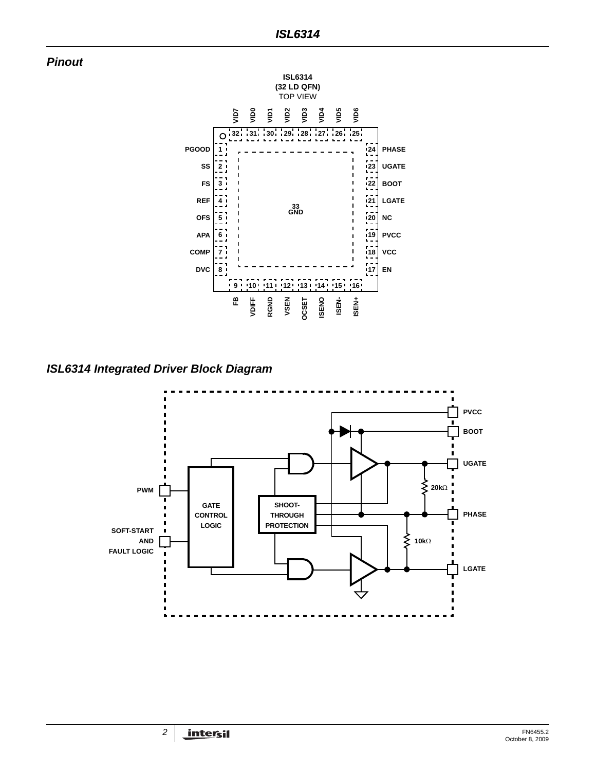## Pinout

ISL6314
(32 LD QFN)
TOP VIEW

| Pin | Name | Pin | Name |
|---|---|---|---|
| 1 | PGOOD | 17 | EN |
| 2 | SS | 18 | VCC |
| 3 | FS | 19 | PVCC |
| 4 | REF | 20 | NC |
| 5 | OFS | 21 | LGATE |
| 6 | APA | 22 | BOOT |
| 7 | COMP | 23 | UGATE |
| 8 | DVC | 24 | PHASE |
| 9 | FB | 25 | VID6 |
| 10 | VDIFF | 26 | VID5 |
| 11 | RGND | 27 | VID4 |
| 12 | VSEN | 28 | VID3 |
| 13 | OCSET | 29 | VID2 |
| 14 | ISENO | 30 | VID1 |
| 15 | ISEN- | 31 | VID0 |
| 16 | ISEN+ | 32 | VID7 |
| 33 | GND | | |

## ISL6314 Integrated Driver Block Diagram

PVCC, BOOT, UGATE, PHASE, LGATE, PWM, SOFT-START AND FAULT LOGIC, GATE CONTROL LOGIC, SHOOT-THROUGH PROTECTION, 20kΩ, 10kΩ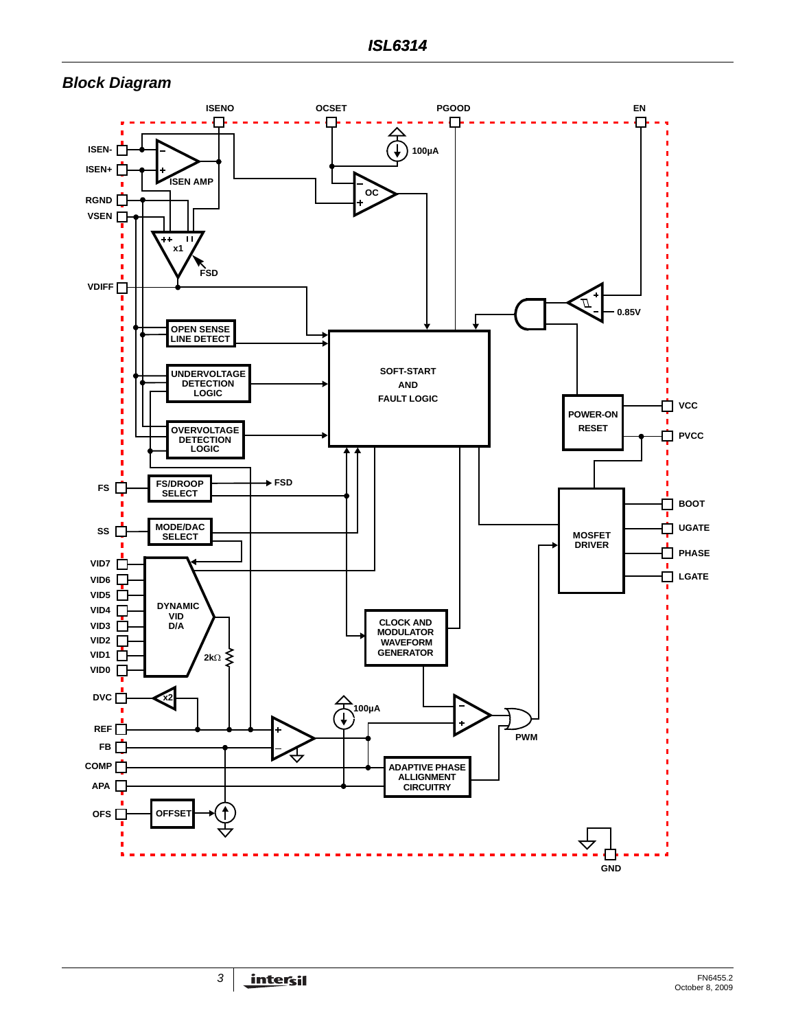## Block Diagram

ISENO OCSET PGOOD EN

ISEN-
ISEN+
ISEN AMP
100µA
OC
RGND
VSEN
x1
FSD
VDIFF
0.85V
OPEN SENSE LINE DETECT
SOFT-START AND FAULT LOGIC
UNDERVOLTAGE DETECTION LOGIC
POWER-ON RESET
VCC
PVCC
OVERVOLTAGE DETECTION LOGIC
FS
FS/DROOP SELECT
FSD
BOOT
UGATE
MOSFET DRIVER
SS
MODE/DAC SELECT
PHASE
LGATE
VID7
VID6
VID5
VID4
VID3
VID2
VID1
VID0
DYNAMIC VID D/A
CLOCK AND MODULATOR WAVEFORM GENERATOR
2kΩ
DVC
x2
100µA
REF
PWM
FB
COMP
ADAPTIVE PHASE ALLIGNMENT CIRCUITRY
APA
OFS
OFFSET
GND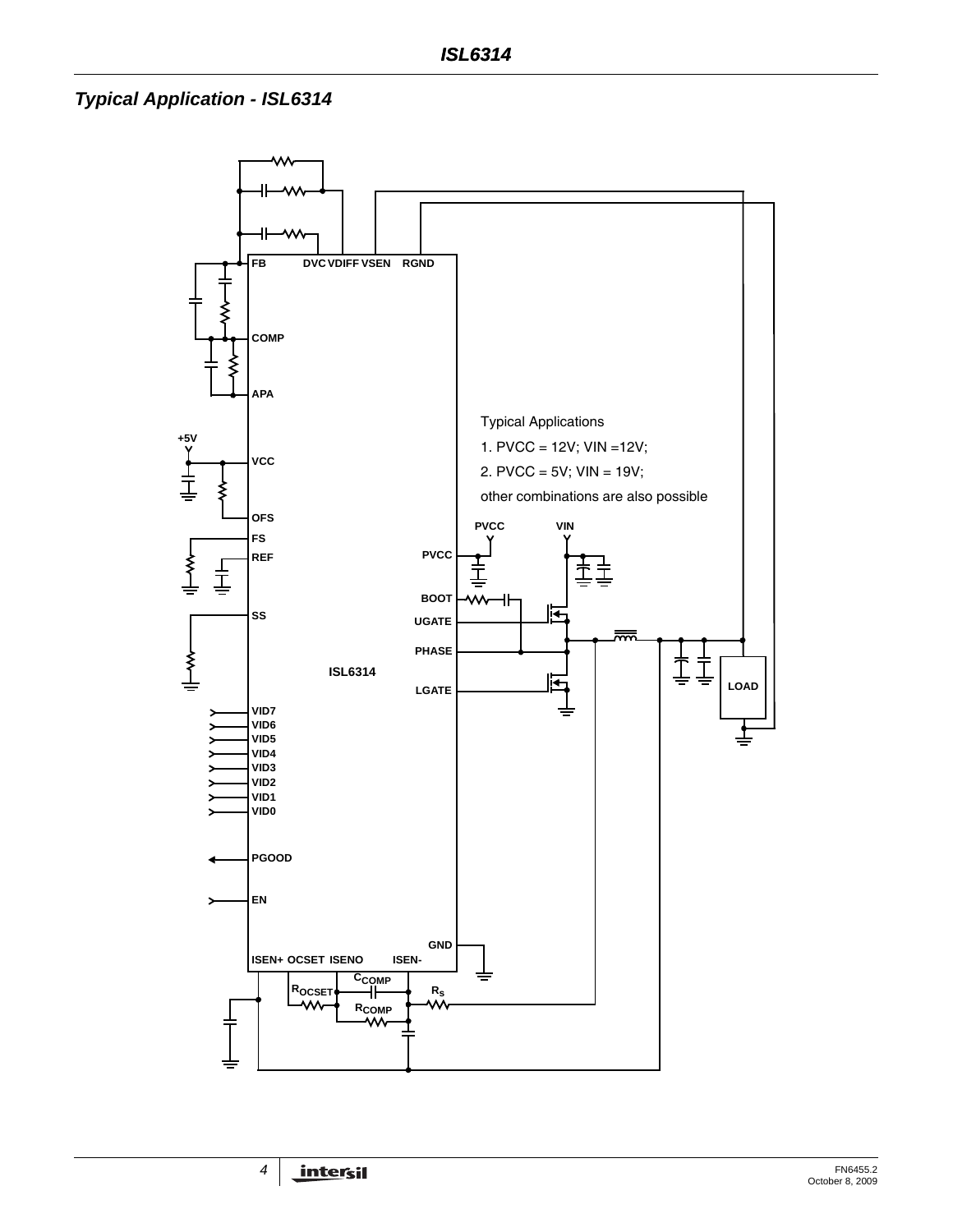## Typical Application - ISL6314

FB DVC VDIFF VSEN RGND

COMP

APA

+5V

VCC

OFS

FS

REF

SS

ISL6314

VID7
VID6
VID5
VID4
VID3
VID2
VID1
VID0

PGOOD

EN

ISEN+ OCSET ISENO ISEN-

GND

$R_{OCSET}$ $C_{COMP}$ $R_{COMP}$ $R_S$

Typical Applications

1. PVCC = 12V; VIN =12V;

2. PVCC = 5V; VIN = 19V;

other combinations are also possible

PVCC VIN

PVCC

BOOT

UGATE

PHASE

LGATE

LOAD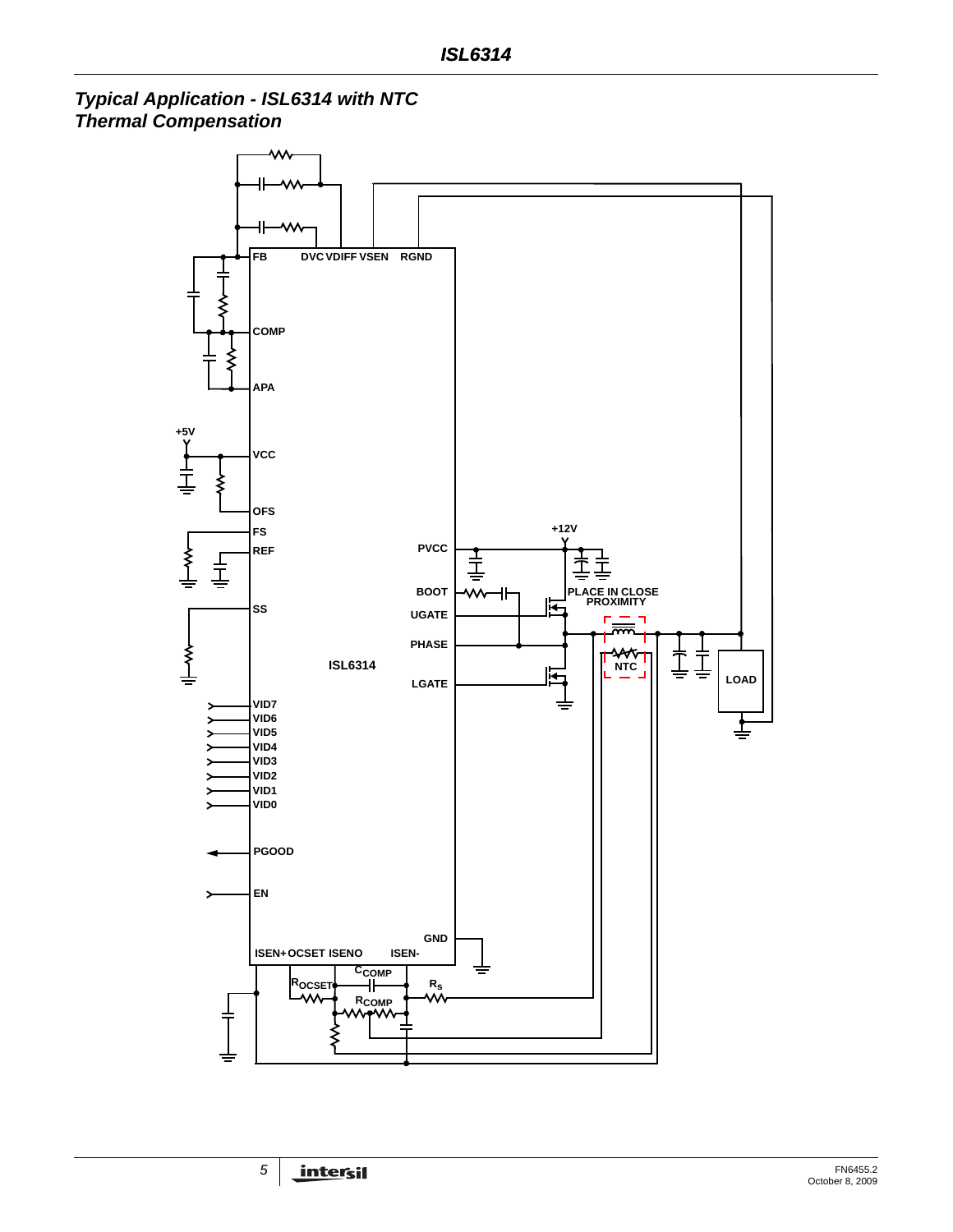## Typical Application - ISL6314 with NTC Thermal Compensation

FB DVC VDIFF VSEN RGND

COMP

APA

+5V

VCC

OFS

FS

REF

SS

VID7
VID6
VID5
VID4
VID3
VID2
VID1
VID0

PGOOD

EN

ISL6314

+12V

PVCC

BOOT

UGATE

PHASE

LGATE

PLACE IN CLOSE PROXIMITY

NTC

LOAD

GND

ISEN+ OCSET ISENO ISEN-

$C_{COMP}$

$R_{OCSET}$

$R_S$

$R_{COMP}$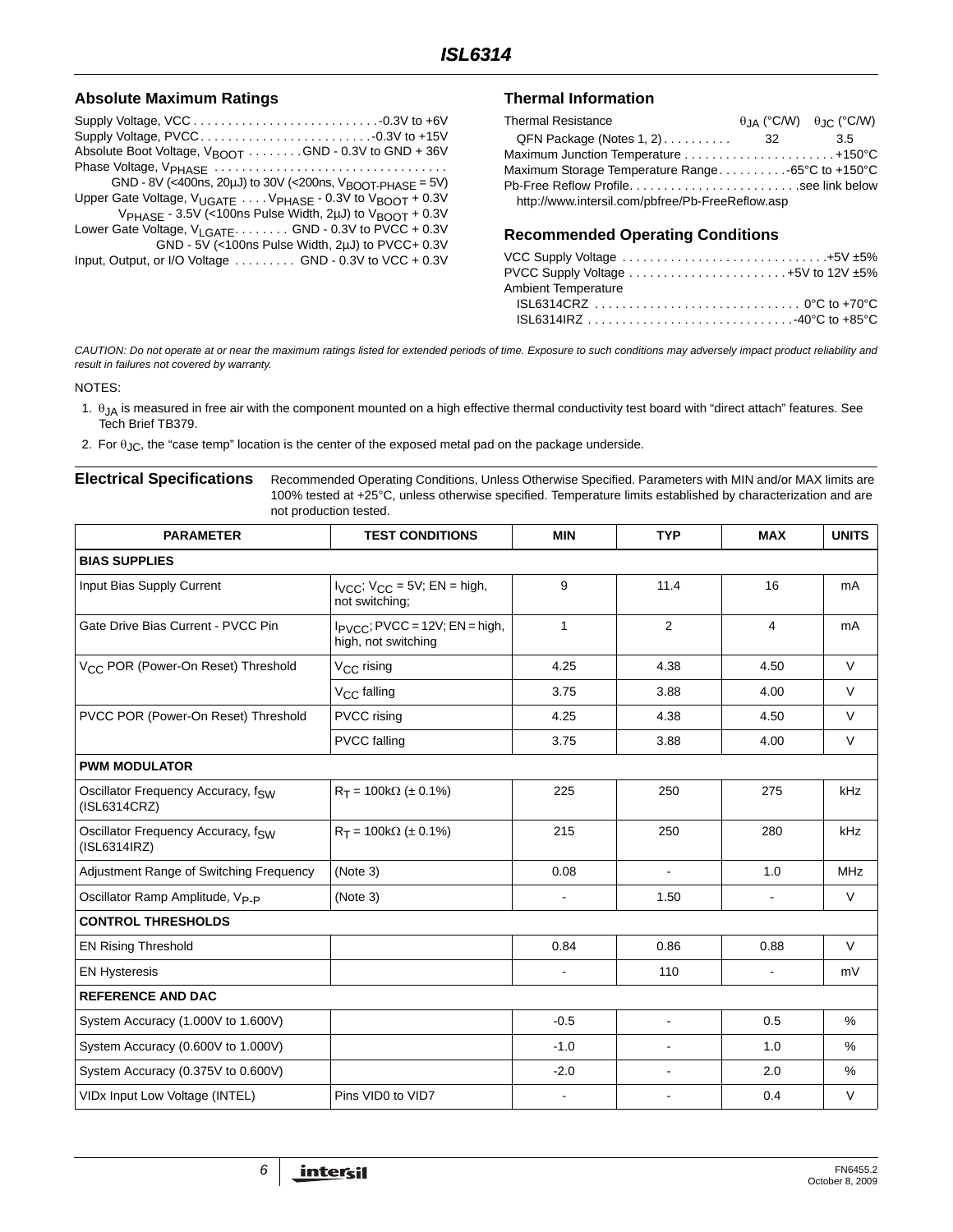## Absolute Maximum Ratings

Supply Voltage, VCC . . . . . . . . . . . . . . . . . . . . . . . . . . -0.3V to +6V
Supply Voltage, PVCC . . . . . . . . . . . . . . . . . . . . . . . . -0.3V to +15V
Absolute Boot Voltage, $V_{BOOT}$ . . . . . . . GND - 0.3V to GND + 36V
Phase Voltage, $V_{PHASE}$ . . . . . . . . . . . . . . . . . . . . . . . . . . . . . . . . .
GND - 8V (<400ns, 20μJ) to 30V (<200ns, $V_{BOOT-PHASE}$ = 5V)
Upper Gate Voltage, $V_{UGATE}$ . . . . $V_{PHASE}$ - 0.3V to $V_{BOOT}$ + 0.3V
$V_{PHASE}$ - 3.5V (<100ns Pulse Width, 2μJ) to $V_{BOOT}$ + 0.3V
Lower Gate Voltage, $V_{LGATE}$ . . . . . . . GND - 0.3V to PVCC + 0.3V
GND - 5V (<100ns Pulse Width, 2μJ) to PVCC+ 0.3V
Input, Output, or I/O Voltage . . . . . . . . . GND - 0.3V to VCC + 0.3V

## Thermal Information

| Thermal Resistance | $\theta_{JA}$ (°C/W) | $\theta_{JC}$ (°C/W) |
|---|---|---|
| QFN Package (Notes 1, 2) | 32 | 3.5 |

Maximum Junction Temperature . . . . . . . . . . . . . . . . . . . . . +150°C
Maximum Storage Temperature Range . . . . . . . . . . -65°C to +150°C
Pb-Free Reflow Profile. . . . . . . . . . . . . . . . . . . . . . . . see link below
http://www.intersil.com/pbfree/Pb-FreeReflow.asp

## Recommended Operating Conditions

VCC Supply Voltage . . . . . . . . . . . . . . . . . . . . . . . . . . . . +5V ±5%
PVCC Supply Voltage . . . . . . . . . . . . . . . . . . . . . . +5V to 12V ±5%
Ambient Temperature
ISL6314CRZ . . . . . . . . . . . . . . . . . . . . . . . . . . . . . 0°C to +70°C
ISL6314IRZ . . . . . . . . . . . . . . . . . . . . . . . . . . . . . -40°C to +85°C

*CAUTION: Do not operate at or near the maximum ratings listed for extended periods of time. Exposure to such conditions may adversely impact product reliability and result in failures not covered by warranty.*

NOTES:

1. $\theta_{JA}$ is measured in free air with the component mounted on a high effective thermal conductivity test board with "direct attach" features. See Tech Brief TB379.
2. For $\theta_{JC}$, the "case temp" location is the center of the exposed metal pad on the package underside.

**Electrical Specifications** Recommended Operating Conditions, Unless Otherwise Specified. Parameters with MIN and/or MAX limits are 100% tested at +25°C, unless otherwise specified. Temperature limits established by characterization and are not production tested.

| PARAMETER | TEST CONDITIONS | MIN | TYP | MAX | UNITS |
|---|---|---|---|---|---|
| **BIAS SUPPLIES** | | | | | |
| Input Bias Supply Current | $I_{VCC}$; $V_{CC}$ = 5V; EN = high, not switching; | 9 | 11.4 | 16 | mA |
| Gate Drive Bias Current - PVCC Pin | $I_{PVCC}$; PVCC = 12V; EN = high, high, not switching | 1 | 2 | 4 | mA |
| $V_{CC}$ POR (Power-On Reset) Threshold | $V_{CC}$ rising | 4.25 | 4.38 | 4.50 | V |
| | $V_{CC}$ falling | 3.75 | 3.88 | 4.00 | V |
| PVCC POR (Power-On Reset) Threshold | PVCC rising | 4.25 | 4.38 | 4.50 | V |
| | PVCC falling | 3.75 | 3.88 | 4.00 | V |
| **PWM MODULATOR** | | | | | |
| Oscillator Frequency Accuracy, $f_{SW}$ (ISL6314CRZ) | $R_T$ = 100kΩ (± 0.1%) | 225 | 250 | 275 | kHz |
| Oscillator Frequency Accuracy, $f_{SW}$ (ISL6314IRZ) | $R_T$ = 100kΩ (± 0.1%) | 215 | 250 | 280 | kHz |
| Adjustment Range of Switching Frequency | (Note 3) | 0.08 | - | 1.0 | MHz |
| Oscillator Ramp Amplitude, $V_{P-P}$ | (Note 3) | - | 1.50 | - | V |
| **CONTROL THRESHOLDS** | | | | | |
| EN Rising Threshold | | 0.84 | 0.86 | 0.88 | V |
| EN Hysteresis | | - | 110 | - | mV |
| **REFERENCE AND DAC** | | | | | |
| System Accuracy (1.000V to 1.600V) | | -0.5 | - | 0.5 | % |
| System Accuracy (0.600V to 1.000V) | | -1.0 | - | 1.0 | % |
| System Accuracy (0.375V to 0.600V) | | -2.0 | - | 2.0 | % |
| VIDx Input Low Voltage (INTEL) | Pins VID0 to VID7 | - | - | 0.4 | V |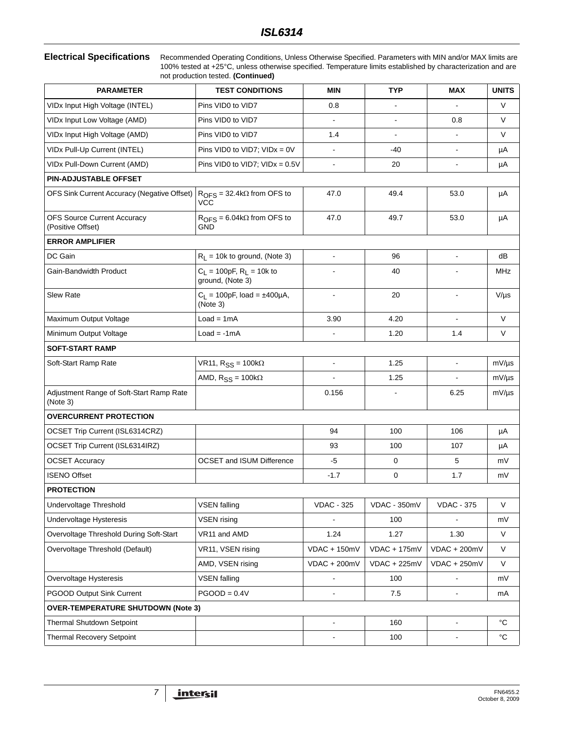**Electrical Specifications** Recommended Operating Conditions, Unless Otherwise Specified. Parameters with MIN and/or MAX limits are 100% tested at +25°C, unless otherwise specified. Temperature limits established by characterization and are not production tested. **(Continued)**

| PARAMETER | TEST CONDITIONS | MIN | TYP | MAX | UNITS |
|---|---|---|---|---|---|
| VIDx Input High Voltage (INTEL) | Pins VID0 to VID7 | 0.8 | - | - | V |
| VIDx Input Low Voltage (AMD) | Pins VID0 to VID7 | - | - | 0.8 | V |
| VIDx Input High Voltage (AMD) | Pins VID0 to VID7 | 1.4 | - | - | V |
| VIDx Pull-Up Current (INTEL) | Pins VID0 to VID7; VIDx = 0V | - | -40 | - | µA |
| VIDx Pull-Down Current (AMD) | Pins VID0 to VID7; VIDx = 0.5V | - | 20 | - | µA |
| **PIN-ADJUSTABLE OFFSET** | | | | | |
| OFS Sink Current Accuracy (Negative Offset) | $R_{OFS}$ = 32.4kΩ from OFS to VCC | 47.0 | 49.4 | 53.0 | µA |
| OFS Source Current Accuracy (Positive Offset) | $R_{OFS}$ = 6.04kΩ from OFS to GND | 47.0 | 49.7 | 53.0 | µA |
| **ERROR AMPLIFIER** | | | | | |
| DC Gain | $R_L$ = 10k to ground, (Note 3) | - | 96 | - | dB |
| Gain-Bandwidth Product | $C_L$ = 100pF, $R_L$ = 10k to ground, (Note 3) | - | 40 | - | MHz |
| Slew Rate | $C_L$ = 100pF, load = ±400µA, (Note 3) | - | 20 | - | V/µs |
| Maximum Output Voltage | Load = 1mA | 3.90 | 4.20 | - | V |
| Minimum Output Voltage | Load = -1mA | - | 1.20 | 1.4 | V |
| **SOFT-START RAMP** | | | | | |
| Soft-Start Ramp Rate | VR11, $R_{SS}$ = 100kΩ | - | 1.25 | - | mV/µs |
| | AMD, $R_{SS}$ = 100kΩ | - | 1.25 | - | mV/µs |
| Adjustment Range of Soft-Start Ramp Rate (Note 3) | | 0.156 | - | 6.25 | mV/µs |
| **OVERCURRENT PROTECTION** | | | | | |
| OCSET Trip Current (ISL6314CRZ) | | 94 | 100 | 106 | µA |
| OCSET Trip Current (ISL6314IRZ) | | 93 | 100 | 107 | µA |
| OCSET Accuracy | OCSET and ISUM Difference | -5 | 0 | 5 | mV |
| ISENO Offset | | -1.7 | 0 | 1.7 | mV |
| **PROTECTION** | | | | | |
| Undervoltage Threshold | VSEN falling | VDAC - 325 | VDAC - 350mV | VDAC - 375 | V |
| Undervoltage Hysteresis | VSEN rising | - | 100 | - | mV |
| Overvoltage Threshold During Soft-Start | VR11 and AMD | 1.24 | 1.27 | 1.30 | V |
| Overvoltage Threshold (Default) | VR11, VSEN rising | VDAC + 150mV | VDAC + 175mV | VDAC + 200mV | V |
| | AMD, VSEN rising | VDAC + 200mV | VDAC + 225mV | VDAC + 250mV | V |
| Overvoltage Hysteresis | VSEN falling | - | 100 | - | mV |
| PGOOD Output Sink Current | PGOOD = 0.4V | - | 7.5 | - | mA |
| **OVER-TEMPERATURE SHUTDOWN (Note 3)** | | | | | |
| Thermal Shutdown Setpoint | | - | 160 | - | °C |
| Thermal Recovery Setpoint | | - | 100 | - | °C |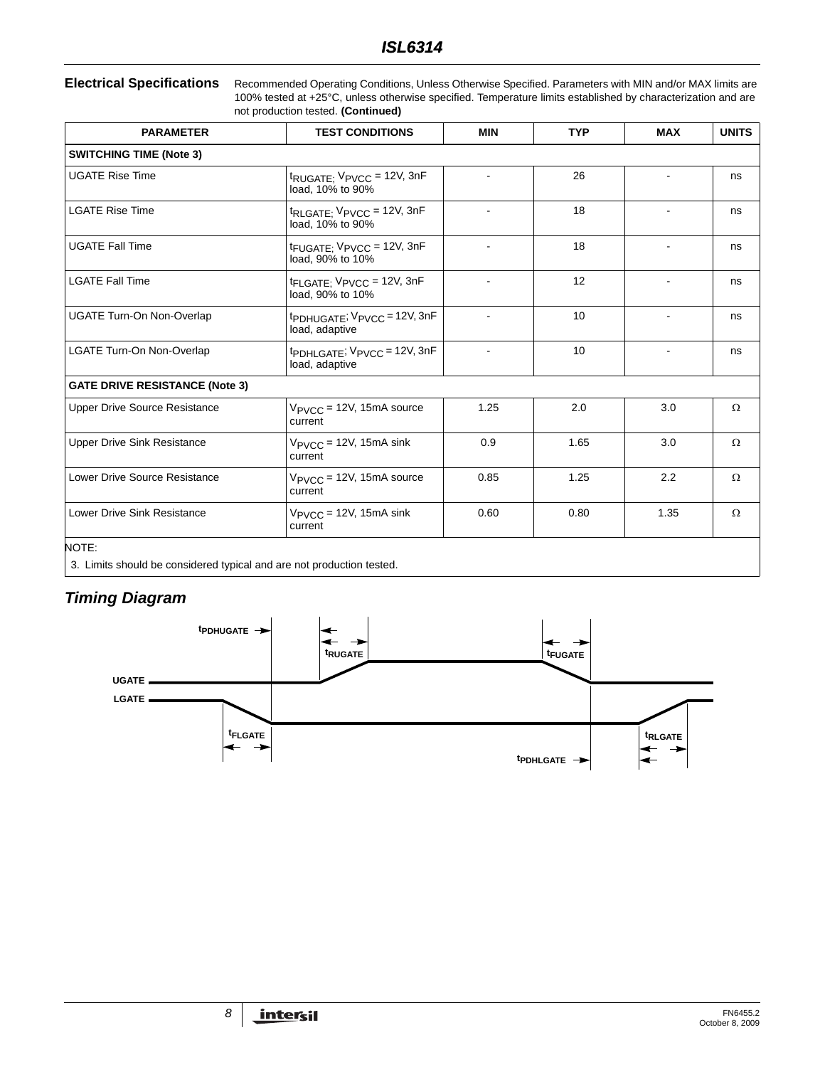## Electrical Specifications

Recommended Operating Conditions, Unless Otherwise Specified. Parameters with MIN and/or MAX limits are 100% tested at +25°C, unless otherwise specified. Temperature limits established by characterization and are not production tested. **(Continued)**

| PARAMETER | TEST CONDITIONS | MIN | TYP | MAX | UNITS |
|---|---|---|---|---|---|
| **SWITCHING TIME (Note 3)** | | | | | |
| UGATE Rise Time | $t_{RUGATE}$; $V_{PVCC}$ = 12V, 3nF load, 10% to 90% | - | 26 | - | ns |
| LGATE Rise Time | $t_{RLGATE}$; $V_{PVCC}$ = 12V, 3nF load, 10% to 90% | - | 18 | - | ns |
| UGATE Fall Time | $t_{FUGATE}$; $V_{PVCC}$ = 12V, 3nF load, 90% to 10% | - | 18 | - | ns |
| LGATE Fall Time | $t_{FLGATE}$; $V_{PVCC}$ = 12V, 3nF load, 90% to 10% | - | 12 | - | ns |
| UGATE Turn-On Non-Overlap | $t_{PDHUGATE}$; $V_{PVCC}$ = 12V, 3nF load, adaptive | - | 10 | - | ns |
| LGATE Turn-On Non-Overlap | $t_{PDHLGATE}$; $V_{PVCC}$ = 12V, 3nF load, adaptive | - | 10 | - | ns |
| **GATE DRIVE RESISTANCE (Note 3)** | | | | | |
| Upper Drive Source Resistance | $V_{PVCC}$ = 12V, 15mA source current | 1.25 | 2.0 | 3.0 | Ω |
| Upper Drive Sink Resistance | $V_{PVCC}$ = 12V, 15mA sink current | 0.9 | 1.65 | 3.0 | Ω |
| Lower Drive Source Resistance | $V_{PVCC}$ = 12V, 15mA source current | 0.85 | 1.25 | 2.2 | Ω |
| Lower Drive Sink Resistance | $V_{PVCC}$ = 12V, 15mA sink current | 0.60 | 0.80 | 1.35 | Ω |

NOTE:

3. Limits should be considered typical and are not production tested.

## *Timing Diagram*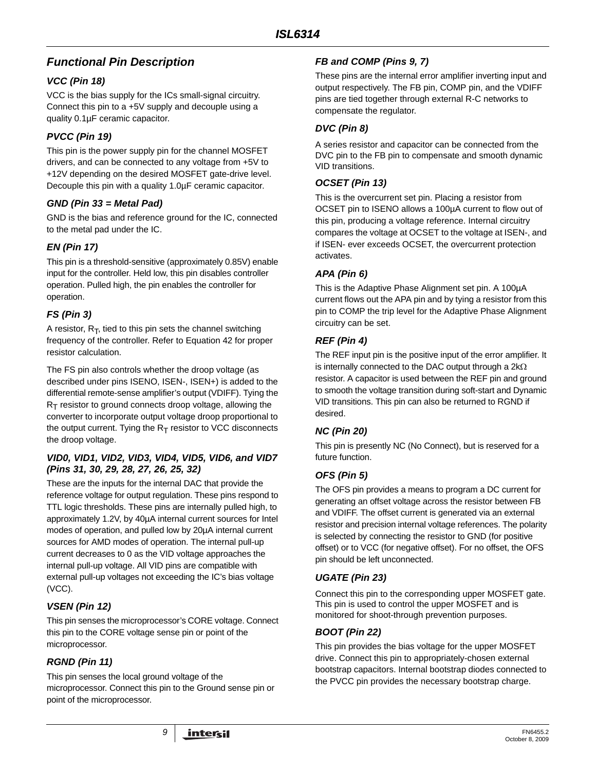## Functional Pin Description

### VCC (Pin 18)

VCC is the bias supply for the ICs small-signal circuitry. Connect this pin to a +5V supply and decouple using a quality 0.1µF ceramic capacitor.

### PVCC (Pin 19)

This pin is the power supply pin for the channel MOSFET drivers, and can be connected to any voltage from +5V to +12V depending on the desired MOSFET gate-drive level. Decouple this pin with a quality 1.0µF ceramic capacitor.

### GND (Pin 33 = Metal Pad)

GND is the bias and reference ground for the IC, connected to the metal pad under the IC.

### EN (Pin 17)

This pin is a threshold-sensitive (approximately 0.85V) enable input for the controller. Held low, this pin disables controller operation. Pulled high, the pin enables the controller for operation.

### FS (Pin 3)

A resistor, $R_T$, tied to this pin sets the channel switching frequency of the controller. Refer to Equation 42 for proper resistor calculation.

The FS pin also controls whether the droop voltage (as described under pins ISENO, ISEN-, ISEN+) is added to the differential remote-sense amplifier's output (VDIFF). Tying the $R_T$ resistor to ground connects droop voltage, allowing the converter to incorporate output voltage droop proportional to the output current. Tying the $R_T$ resistor to VCC disconnects the droop voltage.

### VID0, VID1, VID2, VID3, VID4, VID5, VID6, and VID7 (Pins 31, 30, 29, 28, 27, 26, 25, 32)

These are the inputs for the internal DAC that provide the reference voltage for output regulation. These pins respond to TTL logic thresholds. These pins are internally pulled high, to approximately 1.2V, by 40µA internal current sources for Intel modes of operation, and pulled low by 20µA internal current sources for AMD modes of operation. The internal pull-up current decreases to 0 as the VID voltage approaches the internal pull-up voltage. All VID pins are compatible with external pull-up voltages not exceeding the IC's bias voltage (VCC).

### VSEN (Pin 12)

This pin senses the microprocessor's CORE voltage. Connect this pin to the CORE voltage sense pin or point of the microprocessor.

### RGND (Pin 11)

This pin senses the local ground voltage of the microprocessor. Connect this pin to the Ground sense pin or point of the microprocessor.

### FB and COMP (Pins 9, 7)

These pins are the internal error amplifier inverting input and output respectively. The FB pin, COMP pin, and the VDIFF pins are tied together through external R-C networks to compensate the regulator.

### DVC (Pin 8)

A series resistor and capacitor can be connected from the DVC pin to the FB pin to compensate and smooth dynamic VID transitions.

### OCSET (Pin 13)

This is the overcurrent set pin. Placing a resistor from OCSET pin to ISENO allows a 100µA current to flow out of this pin, producing a voltage reference. Internal circuitry compares the voltage at OCSET to the voltage at ISEN-, and if ISEN- ever exceeds OCSET, the overcurrent protection activates.

### APA (Pin 6)

This is the Adaptive Phase Alignment set pin. A 100µA current flows out the APA pin and by tying a resistor from this pin to COMP the trip level for the Adaptive Phase Alignment circuitry can be set.

### REF (Pin 4)

The REF input pin is the positive input of the error amplifier. It is internally connected to the DAC output through a 2kΩ resistor. A capacitor is used between the REF pin and ground to smooth the voltage transition during soft-start and Dynamic VID transitions. This pin can also be returned to RGND if desired.

### NC (Pin 20)

This pin is presently NC (No Connect), but is reserved for a future function.

### OFS (Pin 5)

The OFS pin provides a means to program a DC current for generating an offset voltage across the resistor between FB and VDIFF. The offset current is generated via an external resistor and precision internal voltage references. The polarity is selected by connecting the resistor to GND (for positive offset) or to VCC (for negative offset). For no offset, the OFS pin should be left unconnected.

### UGATE (Pin 23)

Connect this pin to the corresponding upper MOSFET gate. This pin is used to control the upper MOSFET and is monitored for shoot-through prevention purposes.

### BOOT (Pin 22)

This pin provides the bias voltage for the upper MOSFET drive. Connect this pin to appropriately-chosen external bootstrap capacitors. Internal bootstrap diodes connected to the PVCC pin provides the necessary bootstrap charge.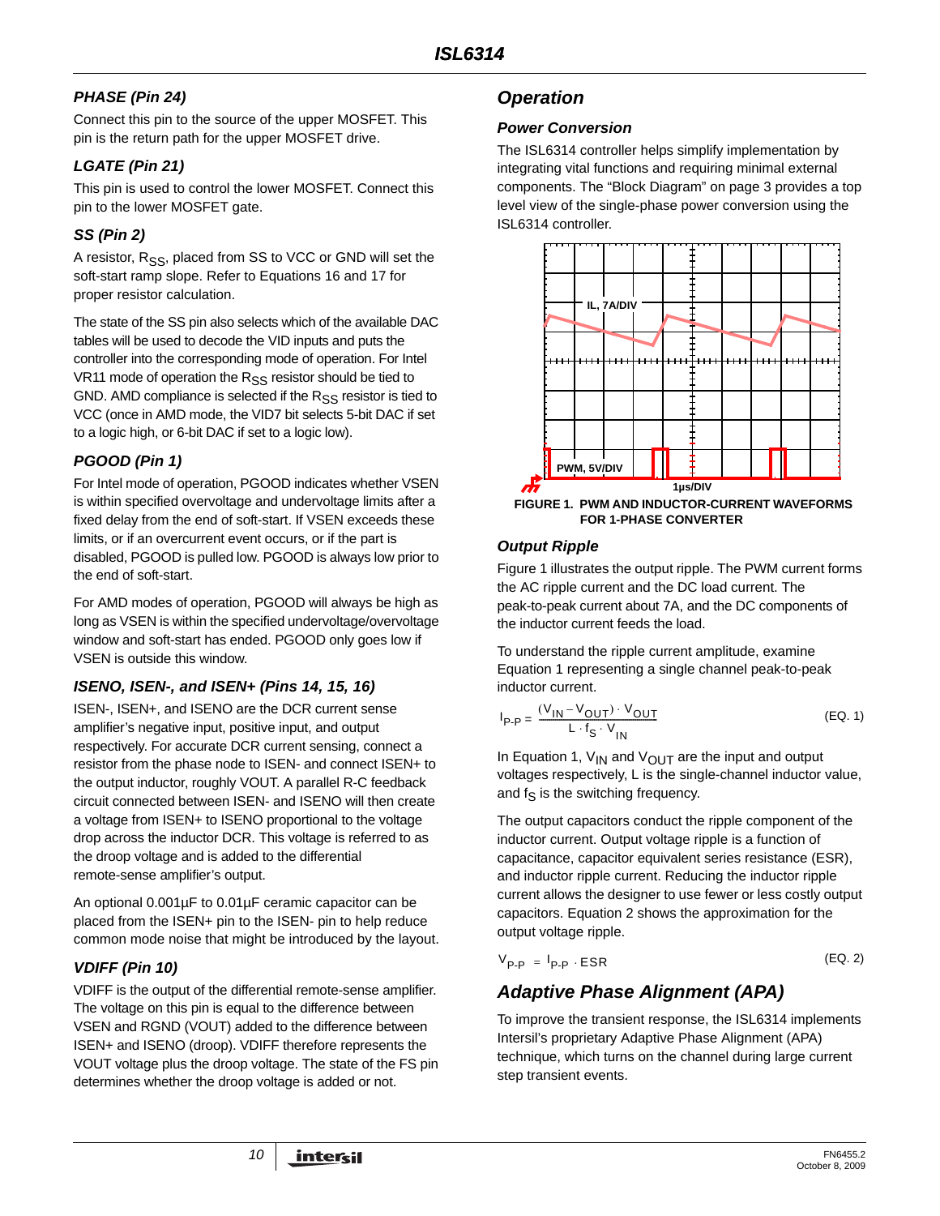### PHASE (Pin 24)

Connect this pin to the source of the upper MOSFET. This pin is the return path for the upper MOSFET drive.

### LGATE (Pin 21)

This pin is used to control the lower MOSFET. Connect this pin to the lower MOSFET gate.

### SS (Pin 2)

A resistor, $R_{SS}$, placed from SS to VCC or GND will set the soft-start ramp slope. Refer to Equations 16 and 17 for proper resistor calculation.

The state of the SS pin also selects which of the available DAC tables will be used to decode the VID inputs and puts the controller into the corresponding mode of operation. For Intel VR11 mode of operation the $R_{SS}$ resistor should be tied to GND. AMD compliance is selected if the $R_{SS}$ resistor is tied to VCC (once in AMD mode, the VID7 bit selects 5-bit DAC if set to a logic high, or 6-bit DAC if set to a logic low).

### PGOOD (Pin 1)

For Intel mode of operation, PGOOD indicates whether VSEN is within specified overvoltage and undervoltage limits after a fixed delay from the end of soft-start. If VSEN exceeds these limits, or if an overcurrent event occurs, or if the part is disabled, PGOOD is pulled low. PGOOD is always low prior to the end of soft-start.

For AMD modes of operation, PGOOD will always be high as long as VSEN is within the specified undervoltage/overvoltage window and soft-start has ended. PGOOD only goes low if VSEN is outside this window.

### ISENO, ISEN-, and ISEN+ (Pins 14, 15, 16)

ISEN-, ISEN+, and ISENO are the DCR current sense amplifier's negative input, positive input, and output respectively. For accurate DCR current sensing, connect a resistor from the phase node to ISEN- and connect ISEN+ to the output inductor, roughly VOUT. A parallel R-C feedback circuit connected between ISEN- and ISENO will then create a voltage from ISEN+ to ISENO proportional to the voltage drop across the inductor DCR. This voltage is referred to as the droop voltage and is added to the differential remote-sense amplifier's output.

An optional 0.001µF to 0.01µF ceramic capacitor can be placed from the ISEN+ pin to the ISEN- pin to help reduce common mode noise that might be introduced by the layout.

### VDIFF (Pin 10)

VDIFF is the output of the differential remote-sense amplifier. The voltage on this pin is equal to the difference between VSEN and RGND (VOUT) added to the difference between ISEN+ and ISENO (droop). VDIFF therefore represents the VOUT voltage plus the droop voltage. The state of the FS pin determines whether the droop voltage is added or not.

## Operation

### Power Conversion

The ISL6314 controller helps simplify implementation by integrating vital functions and requiring minimal external components. The "Block Diagram" on page 3 provides a top level view of the single-phase power conversion using the ISL6314 controller.

IL, 7A/DIV

PWM, 5V/DIV

1µs/DIV

**FIGURE 1. PWM AND INDUCTOR-CURRENT WAVEFORMS FOR 1-PHASE CONVERTER**

### Output Ripple

Figure 1 illustrates the output ripple. The PWM current forms the AC ripple current and the DC load current. The peak-to-peak current about 7A, and the DC components of the inductor current feeds the load.

To understand the ripple current amplitude, examine Equation 1 representing a single channel peak-to-peak inductor current.

$$I_{P\text{-}P} = \frac{(V_{IN} - V_{OUT}) \cdot V_{OUT}}{L \cdot f_S \cdot V_{IN}} \quad \text{(EQ. 1)}$$

In Equation 1, $V_{IN}$ and $V_{OUT}$ are the input and output voltages respectively, L is the single-channel inductor value, and $f_S$ is the switching frequency.

The output capacitors conduct the ripple component of the inductor current. Output voltage ripple is a function of capacitance, capacitor equivalent series resistance (ESR), and inductor ripple current. Reducing the inductor ripple current allows the designer to use fewer or less costly output capacitors. Equation 2 shows the approximation for the output voltage ripple.

$$V_{P\text{-}P} = I_{P\text{-}P} \cdot ESR \quad \text{(EQ. 2)}$$

## Adaptive Phase Alignment (APA)

To improve the transient response, the ISL6314 implements Intersil's proprietary Adaptive Phase Alignment (APA) technique, which turns on the channel during large current step transient events.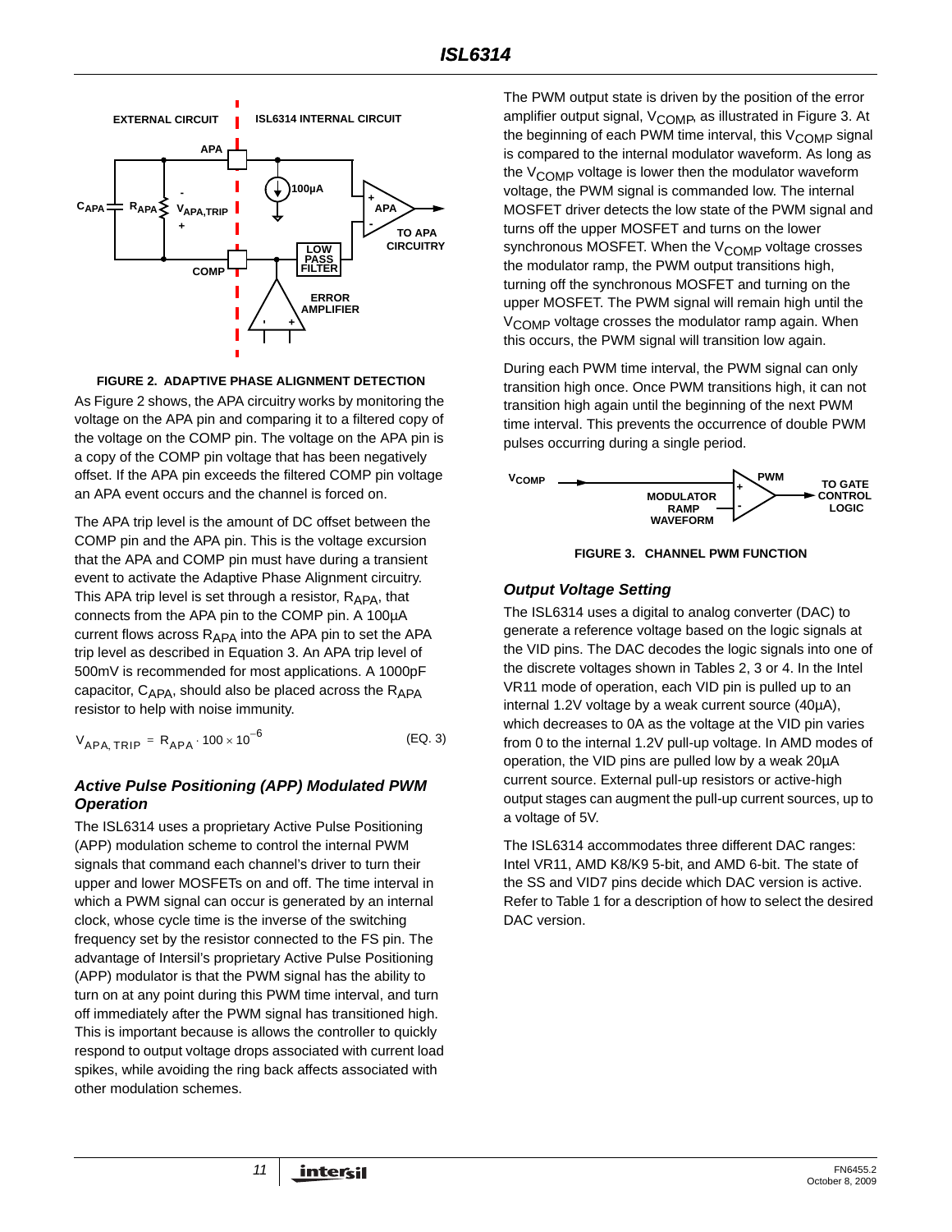FIGURE 2. ADAPTIVE PHASE ALIGNMENT DETECTION

As Figure 2 shows, the APA circuitry works by monitoring the voltage on the APA pin and comparing it to a filtered copy of the voltage on the COMP pin. The voltage on the APA pin is a copy of the COMP pin voltage that has been negatively offset. If the APA pin exceeds the filtered COMP pin voltage an APA event occurs and the channel is forced on.

The APA trip level is the amount of DC offset between the COMP pin and the APA pin. This is the voltage excursion that the APA and COMP pin must have during a transient event to activate the Adaptive Phase Alignment circuitry. This APA trip level is set through a resistor, $R_{APA}$, that connects from the APA pin to the COMP pin. A 100µA current flows across $R_{APA}$ into the APA pin to set the APA trip level as described in Equation 3. An APA trip level of 500mV is recommended for most applications. A 1000pF capacitor, $C_{APA}$, should also be placed across the $R_{APA}$ resistor to help with noise immunity.

$$V_{APA,TRIP} = R_{APA} \cdot 100 \times 10^{-6} \quad \text{(EQ. 3)}$$

### Active Pulse Positioning (APP) Modulated PWM Operation

The ISL6314 uses a proprietary Active Pulse Positioning (APP) modulation scheme to control the internal PWM signals that command each channel's driver to turn their upper and lower MOSFETs on and off. The time interval in which a PWM signal can occur is generated by an internal clock, whose cycle time is the inverse of the switching frequency set by the resistor connected to the FS pin. The advantage of Intersil's proprietary Active Pulse Positioning (APP) modulator is that the PWM signal has the ability to turn on at any point during this PWM time interval, and turn off immediately after the PWM signal has transitioned high. This is important because is allows the controller to quickly respond to output voltage drops associated with current load spikes, while avoiding the ring back affects associated with other modulation schemes.

The PWM output state is driven by the position of the error amplifier output signal, $V_{COMP}$, as illustrated in Figure 3. At the beginning of each PWM time interval, this $V_{COMP}$ signal is compared to the internal modulator waveform. As long as the $V_{COMP}$ voltage is lower then the modulator waveform voltage, the PWM signal is commanded low. The internal MOSFET driver detects the low state of the PWM signal and turns off the upper MOSFET and turns on the lower synchronous MOSFET. When the $V_{COMP}$ voltage crosses the modulator ramp, the PWM output transitions high, turning off the synchronous MOSFET and turning on the upper MOSFET. The PWM signal will remain high until the $V_{COMP}$ voltage crosses the modulator ramp again. When this occurs, the PWM signal will transition low again.

During each PWM time interval, the PWM signal can only transition high once. Once PWM transitions high, it can not transition high again until the beginning of the next PWM time interval. This prevents the occurrence of double PWM pulses occurring during a single period.

FIGURE 3. CHANNEL PWM FUNCTION

### Output Voltage Setting

The ISL6314 uses a digital to analog converter (DAC) to generate a reference voltage based on the logic signals at the VID pins. The DAC decodes the logic signals into one of the discrete voltages shown in Tables 2, 3 or 4. In the Intel VR11 mode of operation, each VID pin is pulled up to an internal 1.2V voltage by a weak current source (40µA), which decreases to 0A as the voltage at the VID pin varies from 0 to the internal 1.2V pull-up voltage. In AMD modes of operation, the VID pins are pulled low by a weak 20µA current source. External pull-up resistors or active-high output stages can augment the pull-up current sources, up to a voltage of 5V.

The ISL6314 accommodates three different DAC ranges: Intel VR11, AMD K8/K9 5-bit, and AMD 6-bit. The state of the SS and VID7 pins decide which DAC version is active. Refer to Table 1 for a description of how to select the desired DAC version.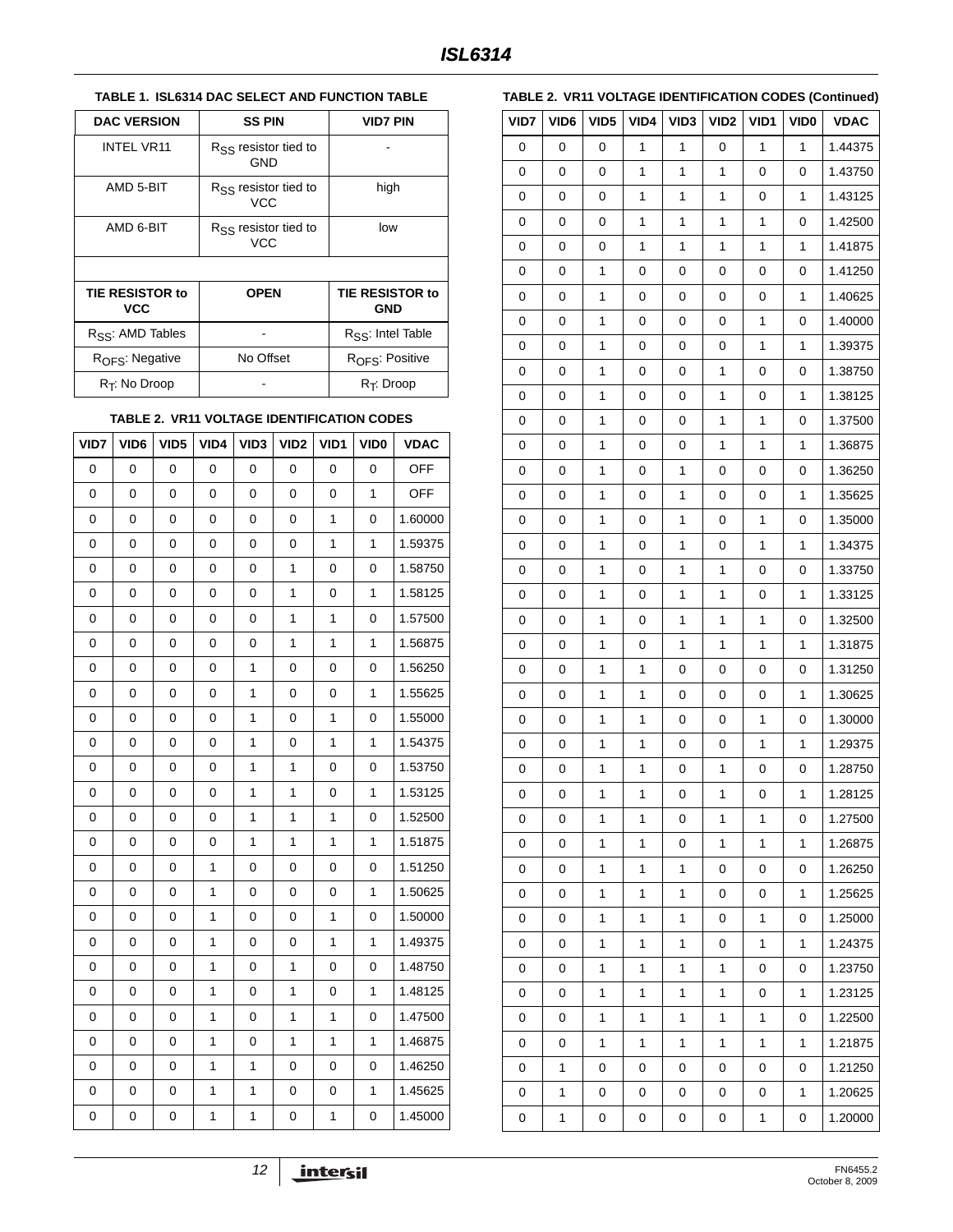**TABLE 1. ISL6314 DAC SELECT AND FUNCTION TABLE**

| DAC VERSION | SS PIN | VID7 PIN |
|---|---|---|
| INTEL VR11 | $R_{SS}$ resistor tied to GND | - |
| AMD 5-BIT | $R_{SS}$ resistor tied to VCC | high |
| AMD 6-BIT | $R_{SS}$ resistor tied to VCC | low |
| | | |
| **TIE RESISTOR to VCC** | **OPEN** | **TIE RESISTOR to GND** |
| $R_{SS}$: AMD Tables | - | $R_{SS}$: Intel Table |
| $R_{OFS}$: Negative | No Offset | $R_{OFS}$: Positive |
| $R_T$: No Droop | - | $R_T$: Droop |

**TABLE 2. VR11 VOLTAGE IDENTIFICATION CODES**

| VID7 | VID6 | VID5 | VID4 | VID3 | VID2 | VID1 | VID0 | VDAC |
|---|---|---|---|---|---|---|---|---|
| 0 | 0 | 0 | 0 | 0 | 0 | 0 | 0 | OFF |
| 0 | 0 | 0 | 0 | 0 | 0 | 0 | 1 | OFF |
| 0 | 0 | 0 | 0 | 0 | 0 | 1 | 0 | 1.60000 |
| 0 | 0 | 0 | 0 | 0 | 0 | 1 | 1 | 1.59375 |
| 0 | 0 | 0 | 0 | 0 | 1 | 0 | 0 | 1.58750 |
| 0 | 0 | 0 | 0 | 0 | 1 | 0 | 1 | 1.58125 |
| 0 | 0 | 0 | 0 | 0 | 1 | 1 | 0 | 1.57500 |
| 0 | 0 | 0 | 0 | 0 | 1 | 1 | 1 | 1.56875 |
| 0 | 0 | 0 | 0 | 1 | 0 | 0 | 0 | 1.56250 |
| 0 | 0 | 0 | 0 | 1 | 0 | 0 | 1 | 1.55625 |
| 0 | 0 | 0 | 0 | 1 | 0 | 1 | 0 | 1.55000 |
| 0 | 0 | 0 | 0 | 1 | 0 | 1 | 1 | 1.54375 |
| 0 | 0 | 0 | 0 | 1 | 1 | 0 | 0 | 1.53750 |
| 0 | 0 | 0 | 0 | 1 | 1 | 0 | 1 | 1.53125 |
| 0 | 0 | 0 | 0 | 1 | 1 | 1 | 0 | 1.52500 |
| 0 | 0 | 0 | 0 | 1 | 1 | 1 | 1 | 1.51875 |
| 0 | 0 | 0 | 1 | 0 | 0 | 0 | 0 | 1.51250 |
| 0 | 0 | 0 | 1 | 0 | 0 | 0 | 1 | 1.50625 |
| 0 | 0 | 0 | 1 | 0 | 0 | 1 | 0 | 1.50000 |
| 0 | 0 | 0 | 1 | 0 | 0 | 1 | 1 | 1.49375 |
| 0 | 0 | 0 | 1 | 0 | 1 | 0 | 0 | 1.48750 |
| 0 | 0 | 0 | 1 | 0 | 1 | 0 | 1 | 1.48125 |
| 0 | 0 | 0 | 1 | 0 | 1 | 1 | 0 | 1.47500 |
| 0 | 0 | 0 | 1 | 0 | 1 | 1 | 1 | 1.46875 |
| 0 | 0 | 0 | 1 | 1 | 0 | 0 | 0 | 1.46250 |
| 0 | 0 | 0 | 1 | 1 | 0 | 0 | 1 | 1.45625 |
| 0 | 0 | 0 | 1 | 1 | 0 | 1 | 0 | 1.45000 |

**TABLE 2. VR11 VOLTAGE IDENTIFICATION CODES (Continued)**

| VID7 | VID6 | VID5 | VID4 | VID3 | VID2 | VID1 | VID0 | VDAC |
|---|---|---|---|---|---|---|---|---|
| 0 | 0 | 0 | 1 | 1 | 0 | 1 | 1 | 1.44375 |
| 0 | 0 | 0 | 1 | 1 | 1 | 0 | 0 | 1.43750 |
| 0 | 0 | 0 | 1 | 1 | 1 | 0 | 1 | 1.43125 |
| 0 | 0 | 0 | 1 | 1 | 1 | 1 | 0 | 1.42500 |
| 0 | 0 | 0 | 1 | 1 | 1 | 1 | 1 | 1.41875 |
| 0 | 0 | 1 | 0 | 0 | 0 | 0 | 0 | 1.41250 |
| 0 | 0 | 1 | 0 | 0 | 0 | 0 | 1 | 1.40625 |
| 0 | 0 | 1 | 0 | 0 | 0 | 1 | 0 | 1.40000 |
| 0 | 0 | 1 | 0 | 0 | 0 | 1 | 1 | 1.39375 |
| 0 | 0 | 1 | 0 | 0 | 1 | 0 | 0 | 1.38750 |
| 0 | 0 | 1 | 0 | 0 | 1 | 0 | 1 | 1.38125 |
| 0 | 0 | 1 | 0 | 0 | 1 | 1 | 0 | 1.37500 |
| 0 | 0 | 1 | 0 | 0 | 1 | 1 | 1 | 1.36875 |
| 0 | 0 | 1 | 0 | 1 | 0 | 0 | 0 | 1.36250 |
| 0 | 0 | 1 | 0 | 1 | 0 | 0 | 1 | 1.35625 |
| 0 | 0 | 1 | 0 | 1 | 0 | 1 | 0 | 1.35000 |
| 0 | 0 | 1 | 0 | 1 | 0 | 1 | 1 | 1.34375 |
| 0 | 0 | 1 | 0 | 1 | 1 | 0 | 0 | 1.33750 |
| 0 | 0 | 1 | 0 | 1 | 1 | 0 | 1 | 1.33125 |
| 0 | 0 | 1 | 0 | 1 | 1 | 1 | 0 | 1.32500 |
| 0 | 0 | 1 | 0 | 1 | 1 | 1 | 1 | 1.31875 |
| 0 | 0 | 1 | 1 | 0 | 0 | 0 | 0 | 1.31250 |
| 0 | 0 | 1 | 1 | 0 | 0 | 0 | 1 | 1.30625 |
| 0 | 0 | 1 | 1 | 0 | 0 | 1 | 0 | 1.30000 |
| 0 | 0 | 1 | 1 | 0 | 0 | 1 | 1 | 1.29375 |
| 0 | 0 | 1 | 1 | 0 | 1 | 0 | 0 | 1.28750 |
| 0 | 0 | 1 | 1 | 0 | 1 | 0 | 1 | 1.28125 |
| 0 | 0 | 1 | 1 | 0 | 1 | 1 | 0 | 1.27500 |
| 0 | 0 | 1 | 1 | 0 | 1 | 1 | 1 | 1.26875 |
| 0 | 0 | 1 | 1 | 1 | 0 | 0 | 0 | 1.26250 |
| 0 | 0 | 1 | 1 | 1 | 0 | 0 | 1 | 1.25625 |
| 0 | 0 | 1 | 1 | 1 | 0 | 1 | 0 | 1.25000 |
| 0 | 0 | 1 | 1 | 1 | 0 | 1 | 1 | 1.24375 |
| 0 | 0 | 1 | 1 | 1 | 1 | 0 | 0 | 1.23750 |
| 0 | 0 | 1 | 1 | 1 | 1 | 0 | 1 | 1.23125 |
| 0 | 0 | 1 | 1 | 1 | 1 | 1 | 0 | 1.22500 |
| 0 | 0 | 1 | 1 | 1 | 1 | 1 | 1 | 1.21875 |
| 0 | 1 | 0 | 0 | 0 | 0 | 0 | 0 | 1.21250 |
| 0 | 1 | 0 | 0 | 0 | 0 | 0 | 1 | 1.20625 |
| 0 | 1 | 0 | 0 | 0 | 0 | 1 | 0 | 1.20000 |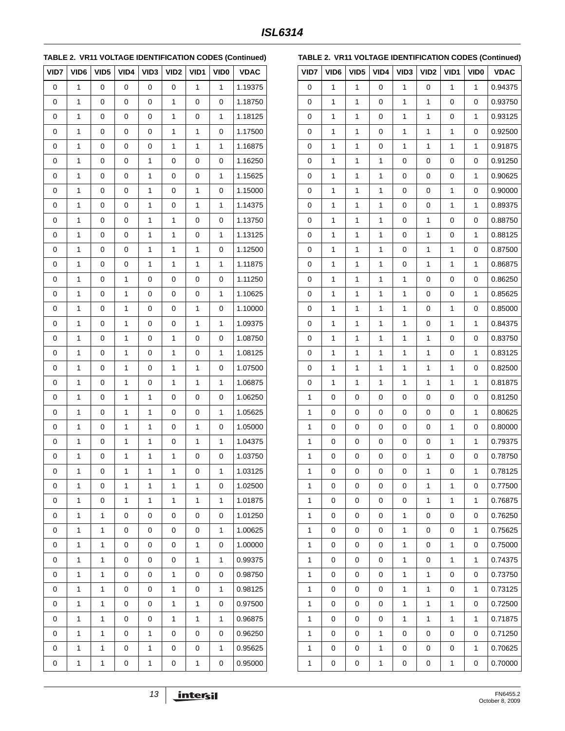**TABLE 2. VR11 VOLTAGE IDENTIFICATION CODES (Continued)**

| VID7 | VID6 | VID5 | VID4 | VID3 | VID2 | VID1 | VID0 | VDAC |
|---|---|---|---|---|---|---|---|---|
| 0 | 1 | 0 | 0 | 0 | 0 | 1 | 1 | 1.19375 |
| 0 | 1 | 0 | 0 | 0 | 1 | 0 | 0 | 1.18750 |
| 0 | 1 | 0 | 0 | 0 | 1 | 0 | 1 | 1.18125 |
| 0 | 1 | 0 | 0 | 0 | 1 | 1 | 0 | 1.17500 |
| 0 | 1 | 0 | 0 | 0 | 1 | 1 | 1 | 1.16875 |
| 0 | 1 | 0 | 0 | 1 | 0 | 0 | 0 | 1.16250 |
| 0 | 1 | 0 | 0 | 1 | 0 | 0 | 1 | 1.15625 |
| 0 | 1 | 0 | 0 | 1 | 0 | 1 | 0 | 1.15000 |
| 0 | 1 | 0 | 0 | 1 | 0 | 1 | 1 | 1.14375 |
| 0 | 1 | 0 | 0 | 1 | 1 | 0 | 0 | 1.13750 |
| 0 | 1 | 0 | 0 | 1 | 1 | 0 | 1 | 1.13125 |
| 0 | 1 | 0 | 0 | 1 | 1 | 1 | 0 | 1.12500 |
| 0 | 1 | 0 | 0 | 1 | 1 | 1 | 1 | 1.11875 |
| 0 | 1 | 0 | 1 | 0 | 0 | 0 | 0 | 1.11250 |
| 0 | 1 | 0 | 1 | 0 | 0 | 0 | 1 | 1.10625 |
| 0 | 1 | 0 | 1 | 0 | 0 | 1 | 0 | 1.10000 |
| 0 | 1 | 0 | 1 | 0 | 0 | 1 | 1 | 1.09375 |
| 0 | 1 | 0 | 1 | 0 | 1 | 0 | 0 | 1.08750 |
| 0 | 1 | 0 | 1 | 0 | 1 | 0 | 1 | 1.08125 |
| 0 | 1 | 0 | 1 | 0 | 1 | 1 | 0 | 1.07500 |
| 0 | 1 | 0 | 1 | 0 | 1 | 1 | 1 | 1.06875 |
| 0 | 1 | 0 | 1 | 1 | 0 | 0 | 0 | 1.06250 |
| 0 | 1 | 0 | 1 | 1 | 0 | 0 | 1 | 1.05625 |
| 0 | 1 | 0 | 1 | 1 | 0 | 1 | 0 | 1.05000 |
| 0 | 1 | 0 | 1 | 1 | 0 | 1 | 1 | 1.04375 |
| 0 | 1 | 0 | 1 | 1 | 1 | 0 | 0 | 1.03750 |
| 0 | 1 | 0 | 1 | 1 | 1 | 0 | 1 | 1.03125 |
| 0 | 1 | 0 | 1 | 1 | 1 | 1 | 0 | 1.02500 |
| 0 | 1 | 0 | 1 | 1 | 1 | 1 | 1 | 1.01875 |
| 0 | 1 | 1 | 0 | 0 | 0 | 0 | 0 | 1.01250 |
| 0 | 1 | 1 | 0 | 0 | 0 | 0 | 1 | 1.00625 |
| 0 | 1 | 1 | 0 | 0 | 0 | 1 | 0 | 1.00000 |
| 0 | 1 | 1 | 0 | 0 | 0 | 1 | 1 | 0.99375 |
| 0 | 1 | 1 | 0 | 0 | 1 | 0 | 0 | 0.98750 |
| 0 | 1 | 1 | 0 | 0 | 1 | 0 | 1 | 0.98125 |
| 0 | 1 | 1 | 0 | 0 | 1 | 1 | 0 | 0.97500 |
| 0 | 1 | 1 | 0 | 0 | 1 | 1 | 1 | 0.96875 |
| 0 | 1 | 1 | 0 | 1 | 0 | 0 | 0 | 0.96250 |
| 0 | 1 | 1 | 0 | 1 | 0 | 0 | 1 | 0.95625 |
| 0 | 1 | 1 | 0 | 1 | 0 | 1 | 0 | 0.95000 |
| 0 | 1 | 1 | 0 | 1 | 0 | 1 | 1 | 0.94375 |
| 0 | 1 | 1 | 0 | 1 | 1 | 0 | 0 | 0.93750 |
| 0 | 1 | 1 | 0 | 1 | 1 | 0 | 1 | 0.93125 |
| 0 | 1 | 1 | 0 | 1 | 1 | 1 | 0 | 0.92500 |
| 0 | 1 | 1 | 0 | 1 | 1 | 1 | 1 | 0.91875 |
| 0 | 1 | 1 | 1 | 0 | 0 | 0 | 0 | 0.91250 |
| 0 | 1 | 1 | 1 | 0 | 0 | 0 | 1 | 0.90625 |
| 0 | 1 | 1 | 1 | 0 | 0 | 1 | 0 | 0.90000 |
| 0 | 1 | 1 | 1 | 0 | 0 | 1 | 1 | 0.89375 |
| 0 | 1 | 1 | 1 | 0 | 1 | 0 | 0 | 0.88750 |
| 0 | 1 | 1 | 1 | 0 | 1 | 0 | 1 | 0.88125 |
| 0 | 1 | 1 | 1 | 0 | 1 | 1 | 0 | 0.87500 |
| 0 | 1 | 1 | 1 | 0 | 1 | 1 | 1 | 0.86875 |
| 0 | 1 | 1 | 1 | 1 | 0 | 0 | 0 | 0.86250 |
| 0 | 1 | 1 | 1 | 1 | 0 | 0 | 1 | 0.85625 |
| 0 | 1 | 1 | 1 | 1 | 0 | 1 | 0 | 0.85000 |
| 0 | 1 | 1 | 1 | 1 | 0 | 1 | 1 | 0.84375 |
| 0 | 1 | 1 | 1 | 1 | 1 | 0 | 0 | 0.83750 |
| 0 | 1 | 1 | 1 | 1 | 1 | 0 | 1 | 0.83125 |
| 0 | 1 | 1 | 1 | 1 | 1 | 1 | 0 | 0.82500 |
| 0 | 1 | 1 | 1 | 1 | 1 | 1 | 1 | 0.81875 |
| 1 | 0 | 0 | 0 | 0 | 0 | 0 | 0 | 0.81250 |
| 1 | 0 | 0 | 0 | 0 | 0 | 0 | 1 | 0.80625 |
| 1 | 0 | 0 | 0 | 0 | 0 | 1 | 0 | 0.80000 |
| 1 | 0 | 0 | 0 | 0 | 0 | 1 | 1 | 0.79375 |
| 1 | 0 | 0 | 0 | 0 | 1 | 0 | 0 | 0.78750 |
| 1 | 0 | 0 | 0 | 0 | 1 | 0 | 1 | 0.78125 |
| 1 | 0 | 0 | 0 | 0 | 1 | 1 | 0 | 0.77500 |
| 1 | 0 | 0 | 0 | 0 | 1 | 1 | 1 | 0.76875 |
| 1 | 0 | 0 | 0 | 1 | 0 | 0 | 0 | 0.76250 |
| 1 | 0 | 0 | 0 | 1 | 0 | 0 | 1 | 0.75625 |
| 1 | 0 | 0 | 0 | 1 | 0 | 1 | 0 | 0.75000 |
| 1 | 0 | 0 | 0 | 1 | 0 | 1 | 1 | 0.74375 |
| 1 | 0 | 0 | 0 | 1 | 1 | 0 | 0 | 0.73750 |
| 1 | 0 | 0 | 0 | 1 | 1 | 0 | 1 | 0.73125 |
| 1 | 0 | 0 | 0 | 1 | 1 | 1 | 0 | 0.72500 |
| 1 | 0 | 0 | 0 | 1 | 1 | 1 | 1 | 0.71875 |
| 1 | 0 | 0 | 1 | 0 | 0 | 0 | 0 | 0.71250 |
| 1 | 0 | 0 | 1 | 0 | 0 | 0 | 1 | 0.70625 |
| 1 | 0 | 0 | 1 | 0 | 0 | 1 | 0 | 0.70000 |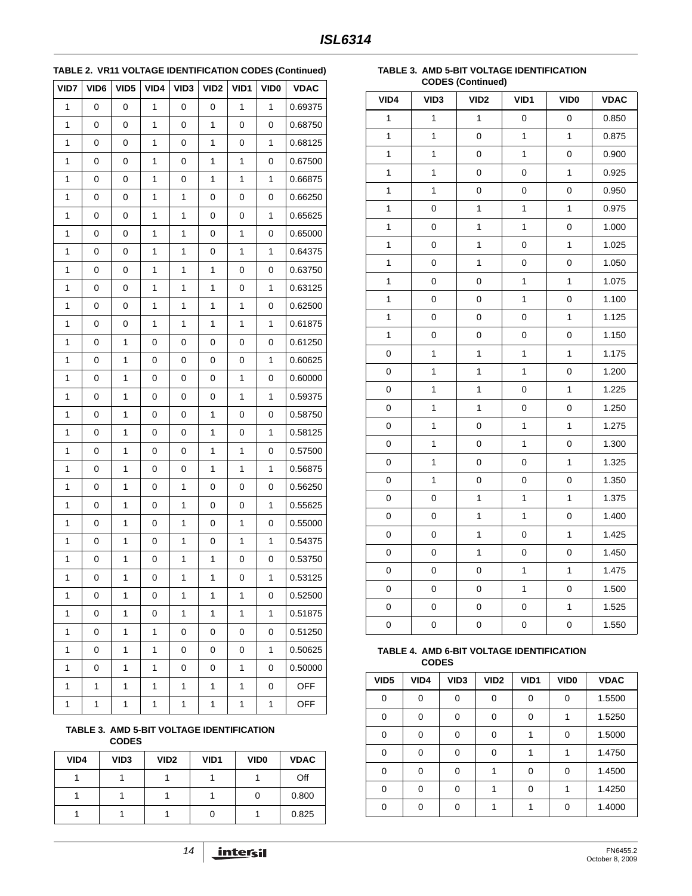**TABLE 2. VR11 VOLTAGE IDENTIFICATION CODES (Continued)**

| VID7 | VID6 | VID5 | VID4 | VID3 | VID2 | VID1 | VID0 | VDAC |
|---|---|---|---|---|---|---|---|---|
| 1 | 0 | 0 | 1 | 0 | 0 | 1 | 1 | 0.69375 |
| 1 | 0 | 0 | 1 | 0 | 1 | 0 | 0 | 0.68750 |
| 1 | 0 | 0 | 1 | 0 | 1 | 0 | 1 | 0.68125 |
| 1 | 0 | 0 | 1 | 0 | 1 | 1 | 0 | 0.67500 |
| 1 | 0 | 0 | 1 | 0 | 1 | 1 | 1 | 0.66875 |
| 1 | 0 | 0 | 1 | 1 | 0 | 0 | 0 | 0.66250 |
| 1 | 0 | 0 | 1 | 1 | 0 | 0 | 1 | 0.65625 |
| 1 | 0 | 0 | 1 | 1 | 0 | 1 | 0 | 0.65000 |
| 1 | 0 | 0 | 1 | 1 | 0 | 1 | 1 | 0.64375 |
| 1 | 0 | 0 | 1 | 1 | 1 | 0 | 0 | 0.63750 |
| 1 | 0 | 0 | 1 | 1 | 1 | 0 | 1 | 0.63125 |
| 1 | 0 | 0 | 1 | 1 | 1 | 1 | 0 | 0.62500 |
| 1 | 0 | 0 | 1 | 1 | 1 | 1 | 1 | 0.61875 |
| 1 | 0 | 1 | 0 | 0 | 0 | 0 | 0 | 0.61250 |
| 1 | 0 | 1 | 0 | 0 | 0 | 0 | 1 | 0.60625 |
| 1 | 0 | 1 | 0 | 0 | 0 | 1 | 0 | 0.60000 |
| 1 | 0 | 1 | 0 | 0 | 0 | 1 | 1 | 0.59375 |
| 1 | 0 | 1 | 0 | 0 | 1 | 0 | 0 | 0.58750 |
| 1 | 0 | 1 | 0 | 0 | 1 | 0 | 1 | 0.58125 |
| 1 | 0 | 1 | 0 | 0 | 1 | 1 | 0 | 0.57500 |
| 1 | 0 | 1 | 0 | 0 | 1 | 1 | 1 | 0.56875 |
| 1 | 0 | 1 | 0 | 1 | 0 | 0 | 0 | 0.56250 |
| 1 | 0 | 1 | 0 | 1 | 0 | 0 | 1 | 0.55625 |
| 1 | 0 | 1 | 0 | 1 | 0 | 1 | 0 | 0.55000 |
| 1 | 0 | 1 | 0 | 1 | 0 | 1 | 1 | 0.54375 |
| 1 | 0 | 1 | 0 | 1 | 1 | 0 | 0 | 0.53750 |
| 1 | 0 | 1 | 0 | 1 | 1 | 0 | 1 | 0.53125 |
| 1 | 0 | 1 | 0 | 1 | 1 | 1 | 0 | 0.52500 |
| 1 | 0 | 1 | 0 | 1 | 1 | 1 | 1 | 0.51875 |
| 1 | 0 | 1 | 1 | 0 | 0 | 0 | 0 | 0.51250 |
| 1 | 0 | 1 | 1 | 0 | 0 | 0 | 1 | 0.50625 |
| 1 | 0 | 1 | 1 | 0 | 0 | 1 | 0 | 0.50000 |
| 1 | 1 | 1 | 1 | 1 | 1 | 1 | 0 | OFF |
| 1 | 1 | 1 | 1 | 1 | 1 | 1 | 1 | OFF |

**TABLE 3. AMD 5-BIT VOLTAGE IDENTIFICATION CODES**

| VID4 | VID3 | VID2 | VID1 | VID0 | VDAC |
|---|---|---|---|---|---|
| 1 | 1 | 1 | 1 | 1 | Off |
| 1 | 1 | 1 | 1 | 0 | 0.800 |
| 1 | 1 | 1 | 0 | 1 | 0.825 |
| 1 | 1 | 1 | 0 | 0 | 0.850 |
| 1 | 1 | 0 | 1 | 1 | 0.875 |
| 1 | 1 | 0 | 1 | 0 | 0.900 |
| 1 | 1 | 0 | 0 | 1 | 0.925 |
| 1 | 1 | 0 | 0 | 0 | 0.950 |
| 1 | 0 | 1 | 1 | 1 | 0.975 |
| 1 | 0 | 1 | 1 | 0 | 1.000 |
| 1 | 0 | 1 | 0 | 1 | 1.025 |
| 1 | 0 | 1 | 0 | 0 | 1.050 |
| 1 | 0 | 0 | 1 | 1 | 1.075 |
| 1 | 0 | 0 | 1 | 0 | 1.100 |
| 1 | 0 | 0 | 0 | 1 | 1.125 |
| 1 | 0 | 0 | 0 | 0 | 1.150 |
| 0 | 1 | 1 | 1 | 1 | 1.175 |
| 0 | 1 | 1 | 1 | 0 | 1.200 |
| 0 | 1 | 1 | 0 | 1 | 1.225 |
| 0 | 1 | 1 | 0 | 0 | 1.250 |
| 0 | 1 | 0 | 1 | 1 | 1.275 |
| 0 | 1 | 0 | 1 | 0 | 1.300 |
| 0 | 1 | 0 | 0 | 1 | 1.325 |
| 0 | 1 | 0 | 0 | 0 | 1.350 |
| 0 | 0 | 1 | 1 | 1 | 1.375 |
| 0 | 0 | 1 | 1 | 0 | 1.400 |
| 0 | 0 | 1 | 0 | 1 | 1.425 |
| 0 | 0 | 1 | 0 | 0 | 1.450 |
| 0 | 0 | 0 | 1 | 1 | 1.475 |
| 0 | 0 | 0 | 1 | 0 | 1.500 |
| 0 | 0 | 0 | 0 | 1 | 1.525 |
| 0 | 0 | 0 | 0 | 0 | 1.550 |

**TABLE 4. AMD 6-BIT VOLTAGE IDENTIFICATION CODES**

| VID5 | VID4 | VID3 | VID2 | VID1 | VID0 | VDAC |
|---|---|---|---|---|---|---|
| 0 | 0 | 0 | 0 | 0 | 0 | 1.5500 |
| 0 | 0 | 0 | 0 | 0 | 1 | 1.5250 |
| 0 | 0 | 0 | 0 | 1 | 0 | 1.5000 |
| 0 | 0 | 0 | 0 | 1 | 1 | 1.4750 |
| 0 | 0 | 0 | 1 | 0 | 0 | 1.4500 |
| 0 | 0 | 0 | 1 | 0 | 1 | 1.4250 |
| 0 | 0 | 0 | 1 | 1 | 0 | 1.4000 |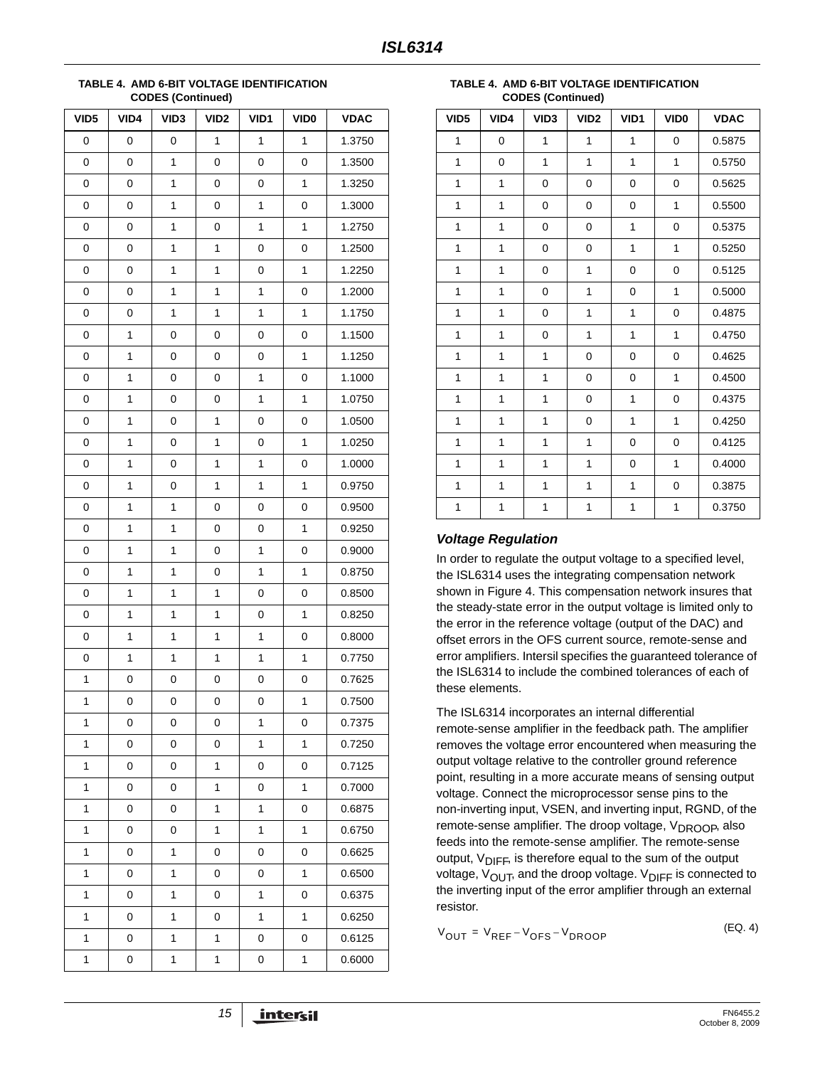**TABLE 4. AMD 6-BIT VOLTAGE IDENTIFICATION CODES (Continued)**

| VID5 | VID4 | VID3 | VID2 | VID1 | VID0 | VDAC |
|---|---|---|---|---|---|---|
| 0 | 0 | 0 | 1 | 1 | 1 | 1.3750 |
| 0 | 0 | 1 | 0 | 0 | 0 | 1.3500 |
| 0 | 0 | 1 | 0 | 0 | 1 | 1.3250 |
| 0 | 0 | 1 | 0 | 1 | 0 | 1.3000 |
| 0 | 0 | 1 | 0 | 1 | 1 | 1.2750 |
| 0 | 0 | 1 | 1 | 0 | 0 | 1.2500 |
| 0 | 0 | 1 | 1 | 0 | 1 | 1.2250 |
| 0 | 0 | 1 | 1 | 1 | 0 | 1.2000 |
| 0 | 0 | 1 | 1 | 1 | 1 | 1.1750 |
| 0 | 1 | 0 | 0 | 0 | 0 | 1.1500 |
| 0 | 1 | 0 | 0 | 0 | 1 | 1.1250 |
| 0 | 1 | 0 | 0 | 1 | 0 | 1.1000 |
| 0 | 1 | 0 | 0 | 1 | 1 | 1.0750 |
| 0 | 1 | 0 | 1 | 0 | 0 | 1.0500 |
| 0 | 1 | 0 | 1 | 0 | 1 | 1.0250 |
| 0 | 1 | 0 | 1 | 1 | 0 | 1.0000 |
| 0 | 1 | 0 | 1 | 1 | 1 | 0.9750 |
| 0 | 1 | 1 | 0 | 0 | 0 | 0.9500 |
| 0 | 1 | 1 | 0 | 0 | 1 | 0.9250 |
| 0 | 1 | 1 | 0 | 1 | 0 | 0.9000 |
| 0 | 1 | 1 | 0 | 1 | 1 | 0.8750 |
| 0 | 1 | 1 | 1 | 0 | 0 | 0.8500 |
| 0 | 1 | 1 | 1 | 0 | 1 | 0.8250 |
| 0 | 1 | 1 | 1 | 1 | 0 | 0.8000 |
| 0 | 1 | 1 | 1 | 1 | 1 | 0.7750 |
| 1 | 0 | 0 | 0 | 0 | 0 | 0.7625 |
| 1 | 0 | 0 | 0 | 0 | 1 | 0.7500 |
| 1 | 0 | 0 | 0 | 1 | 0 | 0.7375 |
| 1 | 0 | 0 | 0 | 1 | 1 | 0.7250 |
| 1 | 0 | 0 | 1 | 0 | 0 | 0.7125 |
| 1 | 0 | 0 | 1 | 0 | 1 | 0.7000 |
| 1 | 0 | 0 | 1 | 1 | 0 | 0.6875 |
| 1 | 0 | 0 | 1 | 1 | 1 | 0.6750 |
| 1 | 0 | 1 | 0 | 0 | 0 | 0.6625 |
| 1 | 0 | 1 | 0 | 0 | 1 | 0.6500 |
| 1 | 0 | 1 | 0 | 1 | 0 | 0.6375 |
| 1 | 0 | 1 | 0 | 1 | 1 | 0.6250 |
| 1 | 0 | 1 | 1 | 0 | 0 | 0.6125 |
| 1 | 0 | 1 | 1 | 0 | 1 | 0.6000 |
| 1 | 0 | 1 | 1 | 1 | 0 | 0.5875 |
| 1 | 0 | 1 | 1 | 1 | 1 | 0.5750 |
| 1 | 1 | 0 | 0 | 0 | 0 | 0.5625 |
| 1 | 1 | 0 | 0 | 0 | 1 | 0.5500 |
| 1 | 1 | 0 | 0 | 1 | 0 | 0.5375 |
| 1 | 1 | 0 | 0 | 1 | 1 | 0.5250 |
| 1 | 1 | 0 | 1 | 0 | 0 | 0.5125 |
| 1 | 1 | 0 | 1 | 0 | 1 | 0.5000 |
| 1 | 1 | 0 | 1 | 1 | 0 | 0.4875 |
| 1 | 1 | 0 | 1 | 1 | 1 | 0.4750 |
| 1 | 1 | 1 | 0 | 0 | 0 | 0.4625 |
| 1 | 1 | 1 | 0 | 0 | 1 | 0.4500 |
| 1 | 1 | 1 | 0 | 1 | 0 | 0.4375 |
| 1 | 1 | 1 | 0 | 1 | 1 | 0.4250 |
| 1 | 1 | 1 | 1 | 0 | 0 | 0.4125 |
| 1 | 1 | 1 | 1 | 0 | 1 | 0.4000 |
| 1 | 1 | 1 | 1 | 1 | 0 | 0.3875 |
| 1 | 1 | 1 | 1 | 1 | 1 | 0.3750 |

### *Voltage Regulation*

In order to regulate the output voltage to a specified level, the ISL6314 uses the integrating compensation network shown in Figure 4. This compensation network insures that the steady-state error in the output voltage is limited only to the error in the reference voltage (output of the DAC) and offset errors in the OFS current source, remote-sense and error amplifiers. Intersil specifies the guaranteed tolerance of the ISL6314 to include the combined tolerances of each of these elements.

The ISL6314 incorporates an internal differential remote-sense amplifier in the feedback path. The amplifier removes the voltage error encountered when measuring the output voltage relative to the controller ground reference point, resulting in a more accurate means of sensing output voltage. Connect the microprocessor sense pins to the non-inverting input, VSEN, and inverting input, RGND, of the remote-sense amplifier. The droop voltage, $V_{DROOP}$, also feeds into the remote-sense amplifier. The remote-sense output, $V_{DIFF}$, is therefore equal to the sum of the output voltage, $V_{OUT}$, and the droop voltage. $V_{DIFF}$ is connected to the inverting input of the error amplifier through an external resistor.

$$V_{OUT} = V_{REF} - V_{OFS} - V_{DROOP} \qquad \text{(EQ. 4)}$$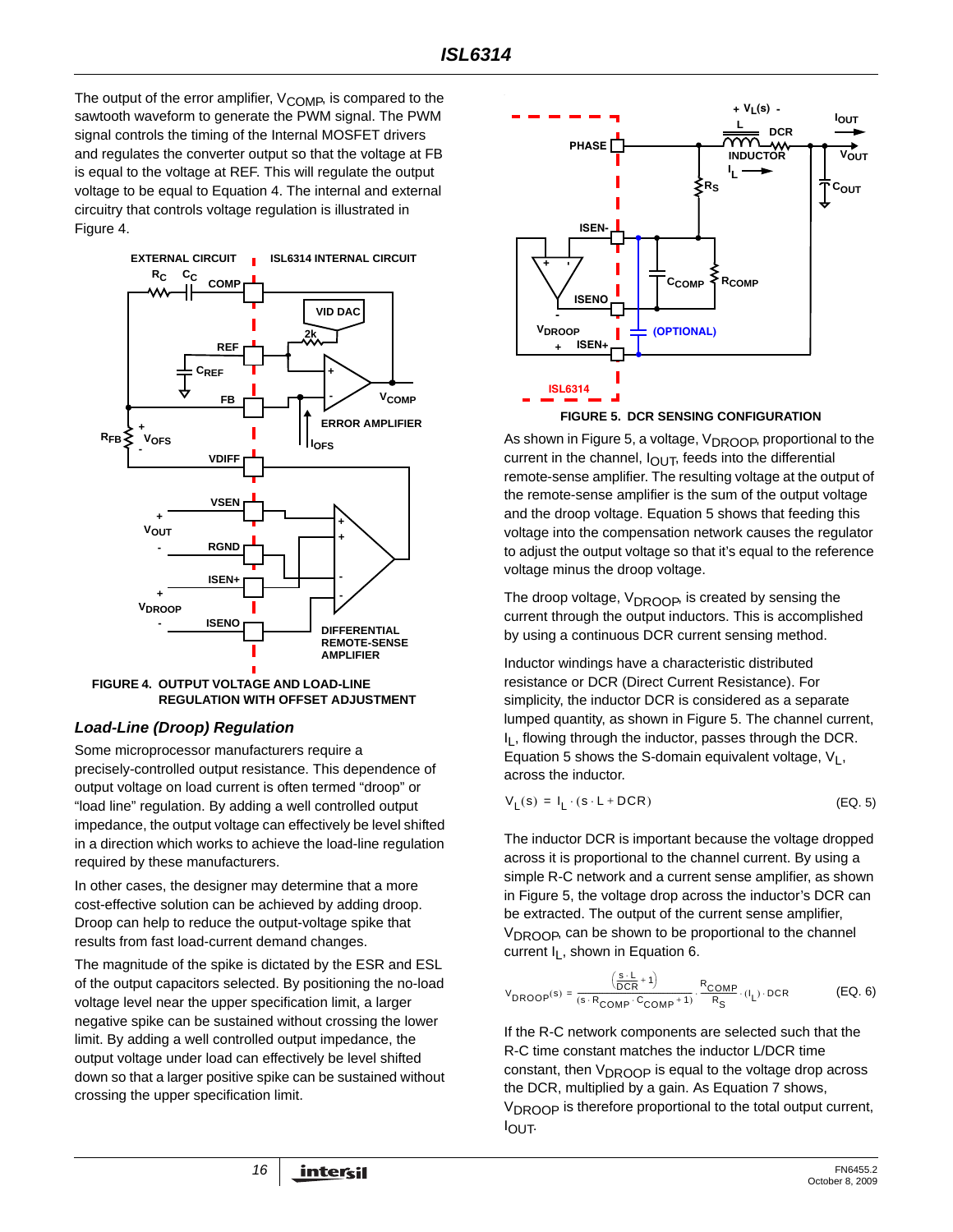The output of the error amplifier, $V_{COMP}$, is compared to the sawtooth waveform to generate the PWM signal. The PWM signal controls the timing of the Internal MOSFET drivers and regulates the converter output so that the voltage at FB is equal to the voltage at REF. This will regulate the output voltage to be equal to Equation 4. The internal and external circuitry that controls voltage regulation is illustrated in Figure 4.

FIGURE 4. OUTPUT VOLTAGE AND LOAD-LINE REGULATION WITH OFFSET ADJUSTMENT

### *Load-Line (Droop) Regulation*

Some microprocessor manufacturers require a precisely-controlled output resistance. This dependence of output voltage on load current is often termed "droop" or "load line" regulation. By adding a well controlled output impedance, the output voltage can effectively be level shifted in a direction which works to achieve the load-line regulation required by these manufacturers.

In other cases, the designer may determine that a more cost-effective solution can be achieved by adding droop. Droop can help to reduce the output-voltage spike that results from fast load-current demand changes.

The magnitude of the spike is dictated by the ESR and ESL of the output capacitors selected. By positioning the no-load voltage level near the upper specification limit, a larger negative spike can be sustained without crossing the lower limit. By adding a well controlled output impedance, the output voltage under load can effectively be level shifted down so that a larger positive spike can be sustained without crossing the upper specification limit.

FIGURE 5. DCR SENSING CONFIGURATION

As shown in Figure 5, a voltage, $V_{DROOP}$, proportional to the current in the channel, $I_{OUT}$, feeds into the differential remote-sense amplifier. The resulting voltage at the output of the remote-sense amplifier is the sum of the output voltage and the droop voltage. Equation 5 shows that feeding this voltage into the compensation network causes the regulator to adjust the output voltage so that it's equal to the reference voltage minus the droop voltage.

The droop voltage, $V_{DROOP}$, is created by sensing the current through the output inductors. This is accomplished by using a continuous DCR current sensing method.

Inductor windings have a characteristic distributed resistance or DCR (Direct Current Resistance). For simplicity, the inductor DCR is considered as a separate lumped quantity, as shown in Figure 5. The channel current, $I_L$, flowing through the inductor, passes through the DCR. Equation 5 shows the S-domain equivalent voltage, $V_L$, across the inductor.

$$V_L(s) = I_L \cdot (s \cdot L + DCR) \quad \text{(EQ. 5)}$$

The inductor DCR is important because the voltage dropped across it is proportional to the channel current. By using a simple R-C network and a current sense amplifier, as shown in Figure 5, the voltage drop across the inductor's DCR can be extracted. The output of the current sense amplifier, $V_{DROOP}$, can be shown to be proportional to the channel current $I_L$, shown in Equation 6.

$$V_{DROOP}(s) = \frac{\left(\frac{s \cdot L}{DCR} + 1\right)}{(s \cdot R_{COMP} \cdot C_{COMP} + 1)} \cdot \frac{R_{COMP}}{R_S} \cdot (I_L) \cdot DCR \quad \text{(EQ. 6)}$$

If the R-C network components are selected such that the R-C time constant matches the inductor L/DCR time constant, then $V_{DROOP}$ is equal to the voltage drop across the DCR, multiplied by a gain. As Equation 7 shows, $V_{DROOP}$ is therefore proportional to the total output current, $I_{OUT}$.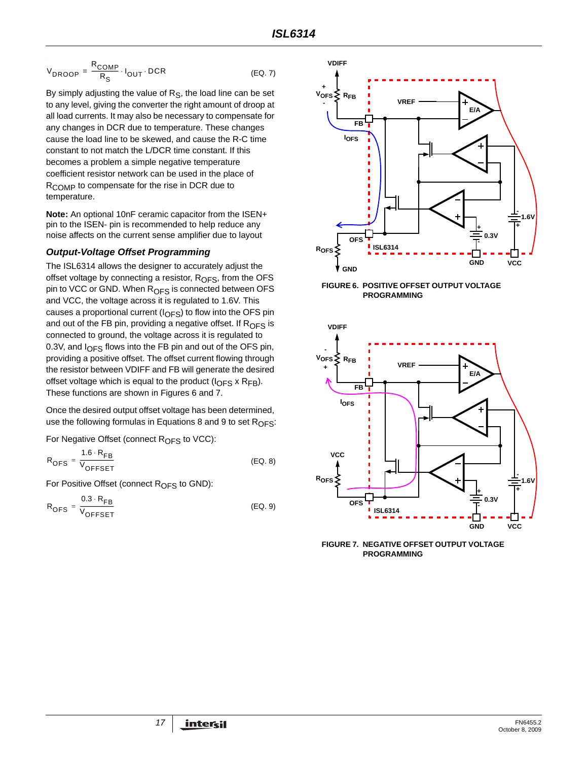$$V_{DROOP} = \frac{R_{COMP}}{R_S} \cdot I_{OUT} \cdot DCR \qquad \text{(EQ. 7)}$$

By simply adjusting the value of $R_S$, the load line can be set to any level, giving the converter the right amount of droop at all load currents. It may also be necessary to compensate for any changes in DCR due to temperature. These changes cause the load line to be skewed, and cause the R-C time constant to not match the L/DCR time constant. If this becomes a problem a simple negative temperature coefficient resistor network can be used in the place of $R_{COMP}$ to compensate for the rise in DCR due to temperature.

**Note:** An optional 10nF ceramic capacitor from the ISEN+ pin to the ISEN- pin is recommended to help reduce any noise affects on the current sense amplifier due to layout

### *Output-Voltage Offset Programming*

The ISL6314 allows the designer to accurately adjust the offset voltage by connecting a resistor, $R_{OFS}$, from the OFS pin to VCC or GND. When $R_{OFS}$ is connected between OFS and VCC, the voltage across it is regulated to 1.6V. This causes a proportional current ($I_{OFS}$) to flow into the OFS pin and out of the FB pin, providing a negative offset. If $R_{OFS}$ is connected to ground, the voltage across it is regulated to 0.3V, and $I_{OFS}$ flows into the FB pin and out of the OFS pin, providing a positive offset. The offset current flowing through the resistor between VDIFF and FB will generate the desired offset voltage which is equal to the product ($I_{OFS}$ x $R_{FB}$). These functions are shown in Figures 6 and 7.

Once the desired output offset voltage has been determined, use the following formulas in Equations 8 and 9 to set $R_{OFS}$:

For Negative Offset (connect $R_{OFS}$ to VCC):

$$R_{OFS} = \frac{1.6 \cdot R_{FB}}{V_{OFFSET}} \qquad \text{(EQ. 8)}$$

For Positive Offset (connect $R_{OFS}$ to GND):

$$R_{OFS} = \frac{0.3 \cdot R_{FB}}{V_{OFFSET}} \qquad \text{(EQ. 9)}$$

FIGURE 6. POSITIVE OFFSET OUTPUT VOLTAGE PROGRAMMING

FIGURE 7. NEGATIVE OFFSET OUTPUT VOLTAGE PROGRAMMING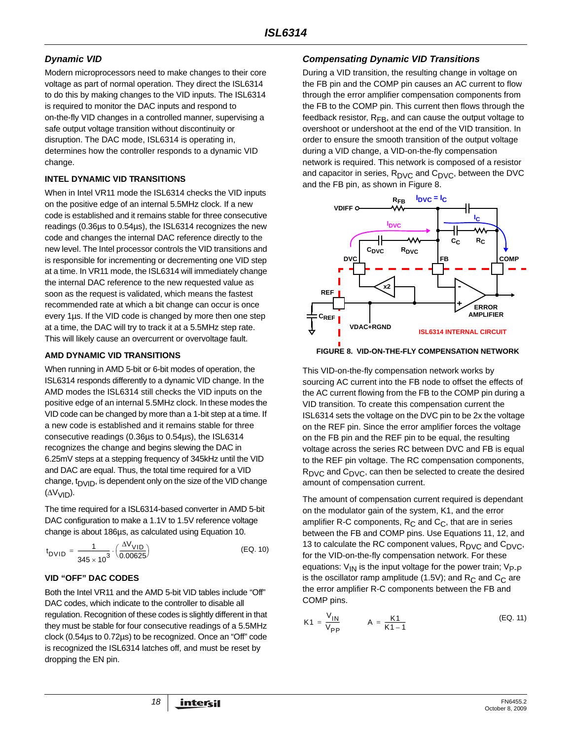## *Dynamic VID*

Modern microprocessors need to make changes to their core voltage as part of normal operation. They direct the ISL6314 to do this by making changes to the VID inputs. The ISL6314 is required to monitor the DAC inputs and respond to on-the-fly VID changes in a controlled manner, supervising a safe output voltage transition without discontinuity or disruption. The DAC mode, ISL6314 is operating in, determines how the controller responds to a dynamic VID change.

### INTEL DYNAMIC VID TRANSITIONS

When in Intel VR11 mode the ISL6314 checks the VID inputs on the positive edge of an internal 5.5MHz clock. If a new code is established and it remains stable for three consecutive readings (0.36µs to 0.54µs), the ISL6314 recognizes the new code and changes the internal DAC reference directly to the new level. The Intel processor controls the VID transitions and is responsible for incrementing or decrementing one VID step at a time. In VR11 mode, the ISL6314 will immediately change the internal DAC reference to the new requested value as soon as the request is validated, which means the fastest recommended rate at which a bit change can occur is once every 1µs. If the VID code is changed by more then one step at a time, the DAC will try to track it at a 5.5MHz step rate. This will likely cause an overcurrent or overvoltage fault.

### AMD DYNAMIC VID TRANSITIONS

When running in AMD 5-bit or 6-bit modes of operation, the ISL6314 responds differently to a dynamic VID change. In the AMD modes the ISL6314 still checks the VID inputs on the positive edge of an internal 5.5MHz clock. In these modes the VID code can be changed by more than a 1-bit step at a time. If a new code is established and it remains stable for three consecutive readings (0.36µs to 0.54µs), the ISL6314 recognizes the change and begins slewing the DAC in 6.25mV steps at a stepping frequency of 345kHz until the VID and DAC are equal. Thus, the total time required for a VID change, $t_{DVID}$, is dependent only on the size of the VID change ($\Delta V_{VID}$).

The time required for a ISL6314-based converter in AMD 5-bit DAC configuration to make a 1.1V to 1.5V reference voltage change is about 186µs, as calculated using Equation 10.

$$t_{DVID} = \frac{1}{345 \times 10^3} \cdot \left(\frac{\Delta V_{VID}}{0.00625}\right) \qquad \text{(EQ. 10)}$$

### VID “OFF” DAC CODES

Both the Intel VR11 and the AMD 5-bit VID tables include “Off” DAC codes, which indicate to the controller to disable all regulation. Recognition of these codes is slightly different in that they must be stable for four consecutive readings of a 5.5MHz clock (0.54µs to 0.72µs) to be recognized. Once an “Off” code is recognized the ISL6314 latches off, and must be reset by dropping the EN pin.

## *Compensating Dynamic VID Transitions*

During a VID transition, the resulting change in voltage on the FB pin and the COMP pin causes an AC current to flow through the error amplifier compensation components from the FB to the COMP pin. This current then flows through the feedback resistor, $R_{FB}$, and can cause the output voltage to overshoot or undershoot at the end of the VID transition. In order to ensure the smooth transition of the output voltage during a VID change, a VID-on-the-fly compensation network is required. This network is composed of a resistor and capacitor in series, $R_{DVC}$ and $C_{DVC}$, between the DVC and the FB pin, as shown in Figure 8.

FIGURE 8. VID-ON-THE-FLY COMPENSATION NETWORK

This VID-on-the-fly compensation network works by sourcing AC current into the FB node to offset the effects of the AC current flowing from the FB to the COMP pin during a VID transition. To create this compensation current the ISL6314 sets the voltage on the DVC pin to be 2x the voltage on the REF pin. Since the error amplifier forces the voltage on the FB pin and the REF pin to be equal, the resulting voltage across the series RC between DVC and FB is equal to the REF pin voltage. The RC compensation components, $R_{DVC}$ and $C_{DVC}$, can then be selected to create the desired amount of compensation current.

The amount of compensation current required is dependant on the modulator gain of the system, K1, and the error amplifier R-C components, $R_C$ and $C_C$, that are in series between the FB and COMP pins. Use Equations 11, 12, and 13 to calculate the RC component values, $R_{DVC}$ and $C_{DVC}$, for the VID-on-the-fly compensation network. For these equations: $V_{IN}$ is the input voltage for the power train; $V_{P-P}$ is the oscillator ramp amplitude (1.5V); and $R_C$ and $C_C$ are the error amplifier R-C components between the FB and COMP pins.

$$K1 = \frac{V_{IN}}{V_{PP}} \qquad A = \frac{K1}{K1 - 1} \qquad \text{(EQ. 11)}$$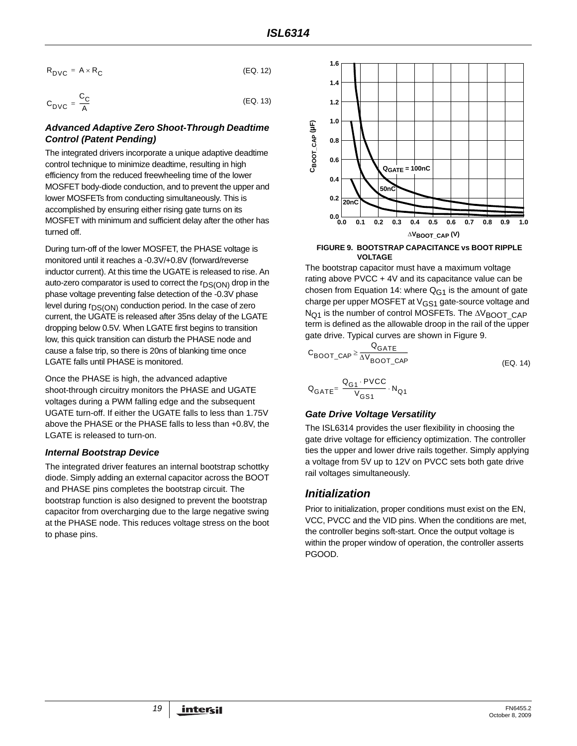$$R_{DVC} = A \times R_C \quad \text{(EQ. 12)}$$

$$C_{DVC} = \frac{C_C}{A} \quad \text{(EQ. 13)}$$

### Advanced Adaptive Zero Shoot-Through Deadtime Control (Patent Pending)

The integrated drivers incorporate a unique adaptive deadtime control technique to minimize deadtime, resulting in high efficiency from the reduced freewheeling time of the lower MOSFET body-diode conduction, and to prevent the upper and lower MOSFETs from conducting simultaneously. This is accomplished by ensuring either rising gate turns on its MOSFET with minimum and sufficient delay after the other has turned off.

During turn-off of the lower MOSFET, the PHASE voltage is monitored until it reaches a -0.3V/+0.8V (forward/reverse inductor current). At this time the UGATE is released to rise. An auto-zero comparator is used to correct the $r_{DS(ON)}$ drop in the phase voltage preventing false detection of the -0.3V phase level during $r_{DS(ON)}$ conduction period. In the case of zero current, the UGATE is released after 35ns delay of the LGATE dropping below 0.5V. When LGATE first begins to transition low, this quick transition can disturb the PHASE node and cause a false trip, so there is 20ns of blanking time once LGATE falls until PHASE is monitored.

Once the PHASE is high, the advanced adaptive shoot-through circuitry monitors the PHASE and UGATE voltages during a PWM falling edge and the subsequent UGATE turn-off. If either the UGATE falls to less than 1.75V above the PHASE or the PHASE falls to less than +0.8V, the LGATE is released to turn-on.

### Internal Bootstrap Device

The integrated driver features an internal bootstrap schottky diode. Simply adding an external capacitor across the BOOT and PHASE pins completes the bootstrap circuit. The bootstrap function is also designed to prevent the bootstrap capacitor from overcharging due to the large negative swing at the PHASE node. This reduces voltage stress on the boot to phase pins.

FIGURE 9. BOOTSTRAP CAPACITANCE vs BOOT RIPPLE VOLTAGE

The bootstrap capacitor must have a maximum voltage rating above PVCC + 4V and its capacitance value can be chosen from Equation 14: where $Q_{G1}$ is the amount of gate charge per upper MOSFET at $V_{GS1}$ gate-source voltage and $N_{Q1}$ is the number of control MOSFETs. The $\Delta V_{BOOT\_CAP}$ term is defined as the allowable droop in the rail of the upper gate drive. Typical curves are shown in Figure 9.

$$C_{BOOT\_CAP} \geq \frac{Q_{GATE}}{\Delta V_{BOOT\_CAP}} \quad \text{(EQ. 14)}$$

$$Q_{GATE} = \frac{Q_{G1} \cdot PVCC}{V_{GS1}} \cdot N_{Q1}$$

### Gate Drive Voltage Versatility

The ISL6314 provides the user flexibility in choosing the gate drive voltage for efficiency optimization. The controller ties the upper and lower drive rails together. Simply applying a voltage from 5V up to 12V on PVCC sets both gate drive rail voltages simultaneously.

## Initialization

Prior to initialization, proper conditions must exist on the EN, VCC, PVCC and the VID pins. When the conditions are met, the controller begins soft-start. Once the output voltage is within the proper window of operation, the controller asserts PGOOD.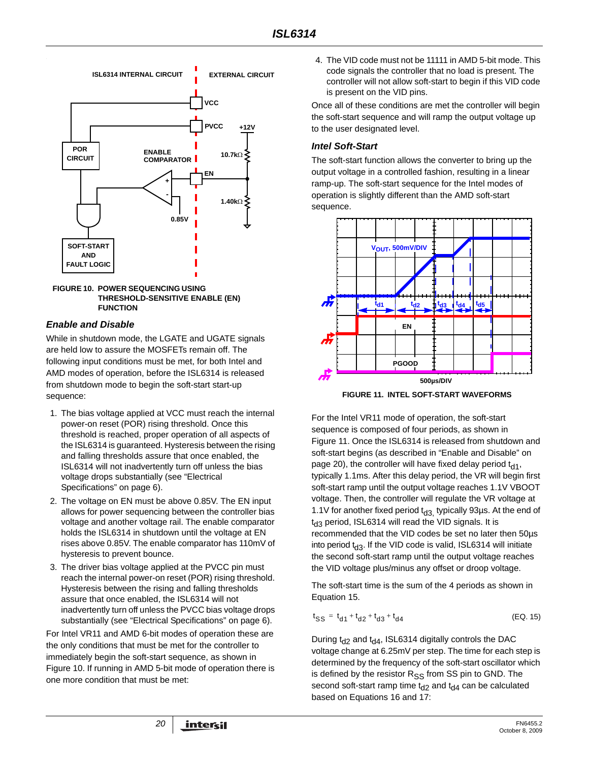FIGURE 10. POWER SEQUENCING USING THRESHOLD-SENSITIVE ENABLE (EN) FUNCTION

### Enable and Disable

While in shutdown mode, the LGATE and UGATE signals are held low to assure the MOSFETs remain off. The following input conditions must be met, for both Intel and AMD modes of operation, before the ISL6314 is released from shutdown mode to begin the soft-start start-up sequence:

1. The bias voltage applied at VCC must reach the internal power-on reset (POR) rising threshold. Once this threshold is reached, proper operation of all aspects of the ISL6314 is guaranteed. Hysteresis between the rising and falling thresholds assure that once enabled, the ISL6314 will not inadvertently turn off unless the bias voltage drops substantially (see "Electrical Specifications" on page 6).
2. The voltage on EN must be above 0.85V. The EN input allows for power sequencing between the controller bias voltage and another voltage rail. The enable comparator holds the ISL6314 in shutdown until the voltage at EN rises above 0.85V. The enable comparator has 110mV of hysteresis to prevent bounce.
3. The driver bias voltage applied at the PVCC pin must reach the internal power-on reset (POR) rising threshold. Hysteresis between the rising and falling thresholds assure that once enabled, the ISL6314 will not inadvertently turn off unless the PVCC bias voltage drops substantially (see "Electrical Specifications" on page 6).

For Intel VR11 and AMD 6-bit modes of operation these are the only conditions that must be met for the controller to immediately begin the soft-start sequence, as shown in Figure 10. If running in AMD 5-bit mode of operation there is one more condition that must be met:

4. The VID code must not be 11111 in AMD 5-bit mode. This code signals the controller that no load is present. The controller will not allow soft-start to begin if this VID code is present on the VID pins.

Once all of these conditions are met the controller will begin the soft-start sequence and will ramp the output voltage up to the user designated level.

### Intel Soft-Start

The soft-start function allows the converter to bring up the output voltage in a controlled fashion, resulting in a linear ramp-up. The soft-start sequence for the Intel modes of operation is slightly different than the AMD soft-start sequence.

FIGURE 11. INTEL SOFT-START WAVEFORMS

For the Intel VR11 mode of operation, the soft-start sequence is composed of four periods, as shown in Figure 11. Once the ISL6314 is released from shutdown and soft-start begins (as described in "Enable and Disable" on page 20), the controller will have fixed delay period $t_{d1}$, typically 1.1ms. After this delay period, the VR will begin first soft-start ramp until the output voltage reaches 1.1V VBOOT voltage. Then, the controller will regulate the VR voltage at 1.1V for another fixed period $t_{d3}$, typically 93µs. At the end of $t_{d3}$ period, ISL6314 will read the VID signals. It is recommended that the VID codes be set no later then 50µs into period $t_{d3}$. If the VID code is valid, ISL6314 will initiate the second soft-start ramp until the output voltage reaches the VID voltage plus/minus any offset or droop voltage.

The soft-start time is the sum of the 4 periods as shown in Equation 15.

$$t_{SS} = t_{d1} + t_{d2} + t_{d3} + t_{d4} \quad \text{(EQ. 15)}$$

During $t_{d2}$ and $t_{d4}$, ISL6314 digitally controls the DAC voltage change at 6.25mV per step. The time for each step is determined by the frequency of the soft-start oscillator which is defined by the resistor $R_{SS}$ from SS pin to GND. The second soft-start ramp time $t_{d2}$ and $t_{d4}$ can be calculated based on Equations 16 and 17: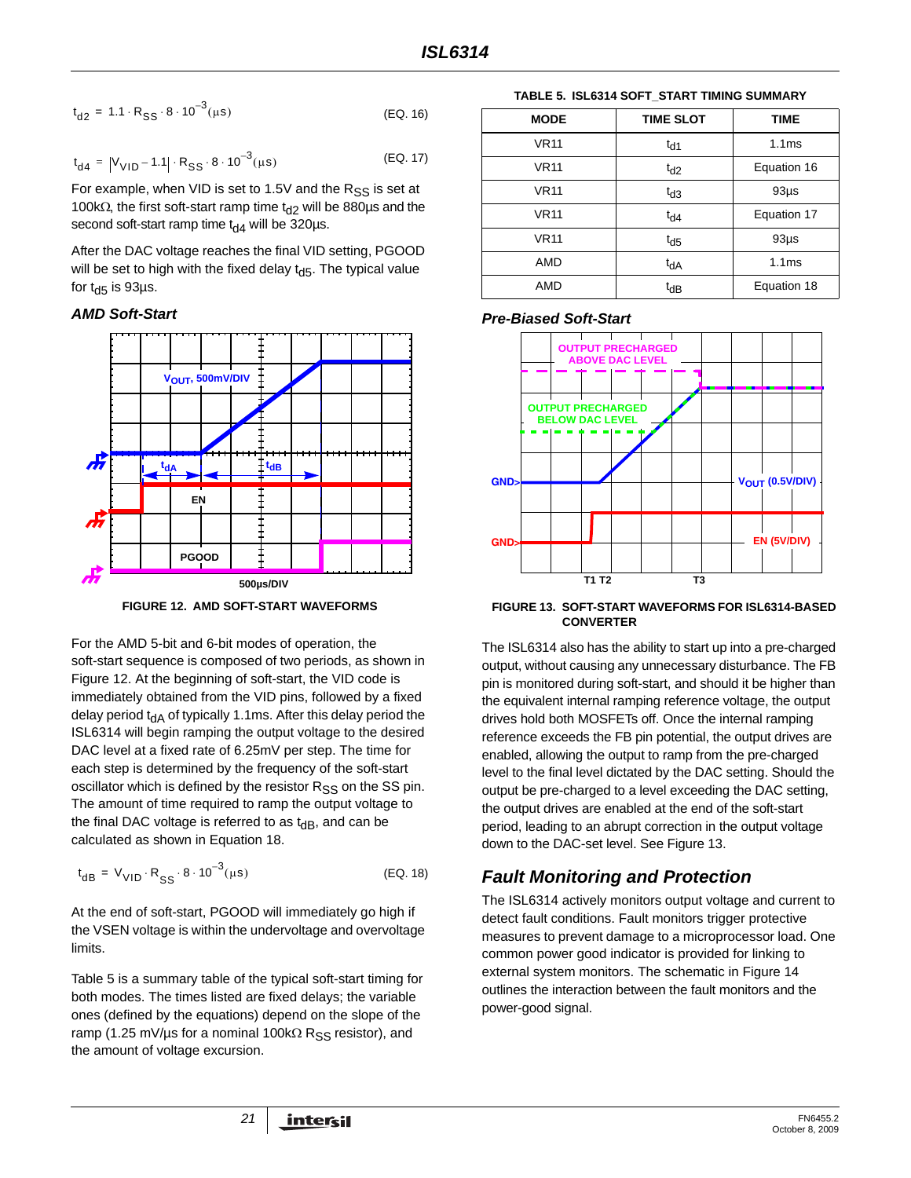$$t_{d2} = 1.1 \cdot R_{SS} \cdot 8 \cdot 10^{-3} (\mu s) \quad \text{(EQ. 16)}$$

$$t_{d4} = |V_{VID} - 1.1| \cdot R_{SS} \cdot 8 \cdot 10^{-3} (\mu s) \quad \text{(EQ. 17)}$$

For example, when VID is set to 1.5V and the $R_{SS}$ is set at 100kΩ, the first soft-start ramp time $t_{d2}$ will be 880µs and the second soft-start ramp time $t_{d4}$ will be 320µs.

After the DAC voltage reaches the final VID setting, PGOOD will be set to high with the fixed delay $t_{d5}$. The typical value for $t_{d5}$ is 93µs.

### *AMD Soft-Start*

FIGURE 12. AMD SOFT-START WAVEFORMS

For the AMD 5-bit and 6-bit modes of operation, the soft-start sequence is composed of two periods, as shown in Figure 12. At the beginning of soft-start, the VID code is immediately obtained from the VID pins, followed by a fixed delay period $t_{dA}$ of typically 1.1ms. After this delay period the ISL6314 will begin ramping the output voltage to the desired DAC level at a fixed rate of 6.25mV per step. The time for each step is determined by the frequency of the soft-start oscillator which is defined by the resistor $R_{SS}$ on the SS pin. The amount of time required to ramp the output voltage to the final DAC voltage is referred to as $t_{dB}$, and can be calculated as shown in Equation 18.

$$t_{dB} = V_{VID} \cdot R_{SS} \cdot 8 \cdot 10^{-3} (\mu s) \quad \text{(EQ. 18)}$$

At the end of soft-start, PGOOD will immediately go high if the VSEN voltage is within the undervoltage and overvoltage limits.

Table 5 is a summary table of the typical soft-start timing for both modes. The times listed are fixed delays; the variable ones (defined by the equations) depend on the slope of the ramp (1.25 mV/µs for a nominal 100kΩ $R_{SS}$ resistor), and the amount of voltage excursion.

TABLE 5. ISL6314 SOFT_START TIMING SUMMARY

| MODE | TIME SLOT | TIME |
|---|---|---|
| VR11 | $t_{d1}$ | 1.1ms |
| VR11 | $t_{d2}$ | Equation 16 |
| VR11 | $t_{d3}$ | 93µs |
| VR11 | $t_{d4}$ | Equation 17 |
| VR11 | $t_{d5}$ | 93µs |
| AMD | $t_{dA}$ | 1.1ms |
| AMD | $t_{dB}$ | Equation 18 |

### *Pre-Biased Soft-Start*

FIGURE 13. SOFT-START WAVEFORMS FOR ISL6314-BASED CONVERTER

The ISL6314 also has the ability to start up into a pre-charged output, without causing any unnecessary disturbance. The FB pin is monitored during soft-start, and should it be higher than the equivalent internal ramping reference voltage, the output drives hold both MOSFETs off. Once the internal ramping reference exceeds the FB pin potential, the output drives are enabled, allowing the output to ramp from the pre-charged level to the final level dictated by the DAC setting. Should the output be pre-charged to a level exceeding the DAC setting, the output drives are enabled at the end of the soft-start period, leading to an abrupt correction in the output voltage down to the DAC-set level. See Figure 13.

## *Fault Monitoring and Protection*

The ISL6314 actively monitors output voltage and current to detect fault conditions. Fault monitors trigger protective measures to prevent damage to a microprocessor load. One common power good indicator is provided for linking to external system monitors. The schematic in Figure 14 outlines the interaction between the fault monitors and the power-good signal.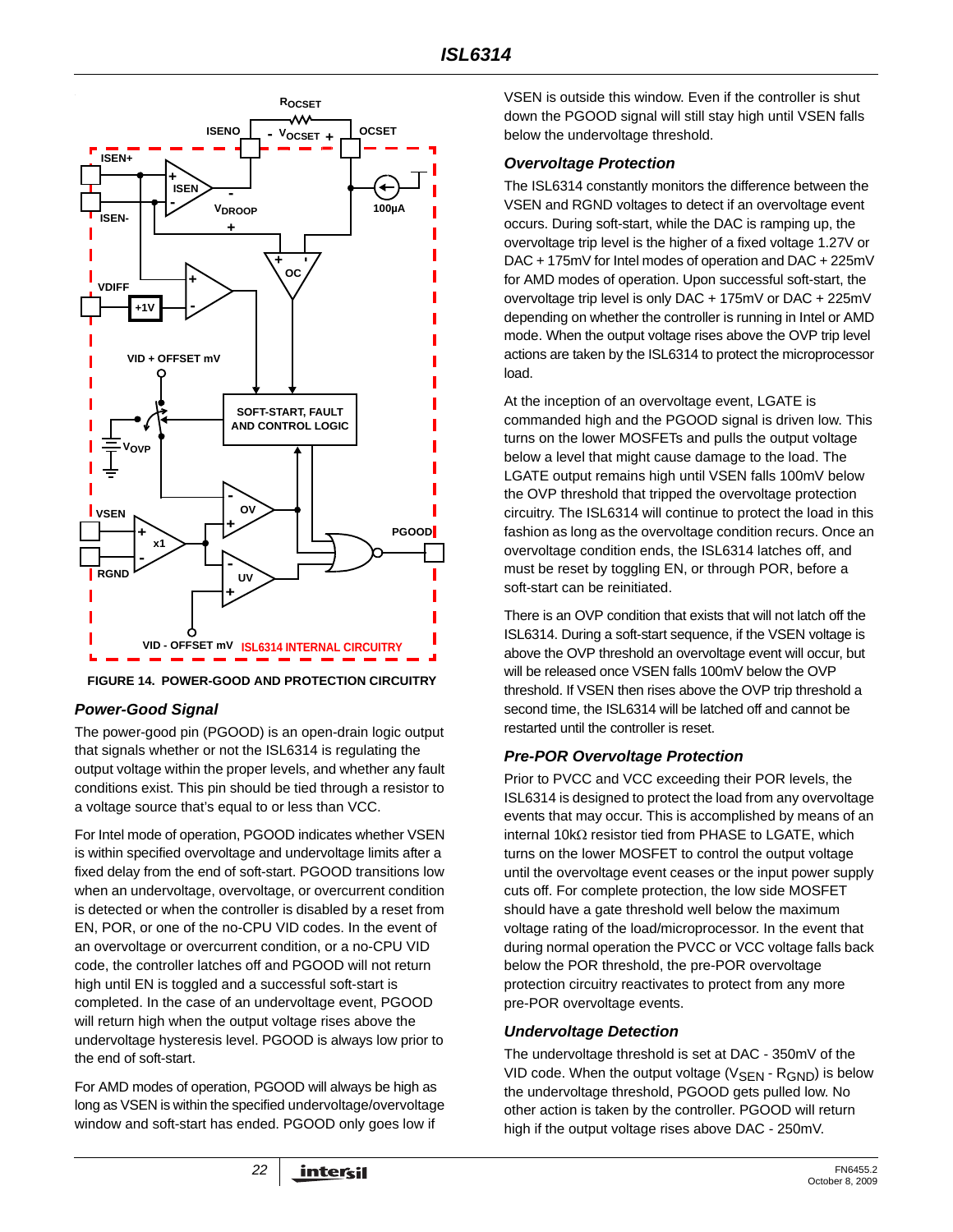FIGURE 14. POWER-GOOD AND PROTECTION CIRCUITRY

### Power-Good Signal

The power-good pin (PGOOD) is an open-drain logic output that signals whether or not the ISL6314 is regulating the output voltage within the proper levels, and whether any fault conditions exist. This pin should be tied through a resistor to a voltage source that's equal to or less than VCC.

For Intel mode of operation, PGOOD indicates whether VSEN is within specified overvoltage and undervoltage limits after a fixed delay from the end of soft-start. PGOOD transitions low when an undervoltage, overvoltage, or overcurrent condition is detected or when the controller is disabled by a reset from EN, POR, or one of the no-CPU VID codes. In the event of an overvoltage or overcurrent condition, or a no-CPU VID code, the controller latches off and PGOOD will not return high until EN is toggled and a successful soft-start is completed. In the case of an undervoltage event, PGOOD will return high when the output voltage rises above the undervoltage hysteresis level. PGOOD is always low prior to the end of soft-start.

For AMD modes of operation, PGOOD will always be high as long as VSEN is within the specified undervoltage/overvoltage window and soft-start has ended. PGOOD only goes low if VSEN is outside this window. Even if the controller is shut down the PGOOD signal will still stay high until VSEN falls below the undervoltage threshold.

### Overvoltage Protection

The ISL6314 constantly monitors the difference between the VSEN and RGND voltages to detect if an overvoltage event occurs. During soft-start, while the DAC is ramping up, the overvoltage trip level is the higher of a fixed voltage 1.27V or DAC + 175mV for Intel modes of operation and DAC + 225mV for AMD modes of operation. Upon successful soft-start, the overvoltage trip level is only DAC + 175mV or DAC + 225mV depending on whether the controller is running in Intel or AMD mode. When the output voltage rises above the OVP trip level actions are taken by the ISL6314 to protect the microprocessor load.

At the inception of an overvoltage event, LGATE is commanded high and the PGOOD signal is driven low. This turns on the lower MOSFETs and pulls the output voltage below a level that might cause damage to the load. The LGATE output remains high until VSEN falls 100mV below the OVP threshold that tripped the overvoltage protection circuitry. The ISL6314 will continue to protect the load in this fashion as long as the overvoltage condition recurs. Once an overvoltage condition ends, the ISL6314 latches off, and must be reset by toggling EN, or through POR, before a soft-start can be reinitiated.

There is an OVP condition that exists that will not latch off the ISL6314. During a soft-start sequence, if the VSEN voltage is above the OVP threshold an overvoltage event will occur, but will be released once VSEN falls 100mV below the OVP threshold. If VSEN then rises above the OVP trip threshold a second time, the ISL6314 will be latched off and cannot be restarted until the controller is reset.

### Pre-POR Overvoltage Protection

Prior to PVCC and VCC exceeding their POR levels, the ISL6314 is designed to protect the load from any overvoltage events that may occur. This is accomplished by means of an internal 10kΩ resistor tied from PHASE to LGATE, which turns on the lower MOSFET to control the output voltage until the overvoltage event ceases or the input power supply cuts off. For complete protection, the low side MOSFET should have a gate threshold well below the maximum voltage rating of the load/microprocessor. In the event that during normal operation the PVCC or VCC voltage falls back below the POR threshold, the pre-POR overvoltage protection circuitry reactivates to protect from any more pre-POR overvoltage events.

### Undervoltage Detection

The undervoltage threshold is set at DAC - 350mV of the VID code. When the output voltage ($V_{SEN}$ - $R_{GND}$) is below the undervoltage threshold, PGOOD gets pulled low. No other action is taken by the controller. PGOOD will return high if the output voltage rises above DAC - 250mV.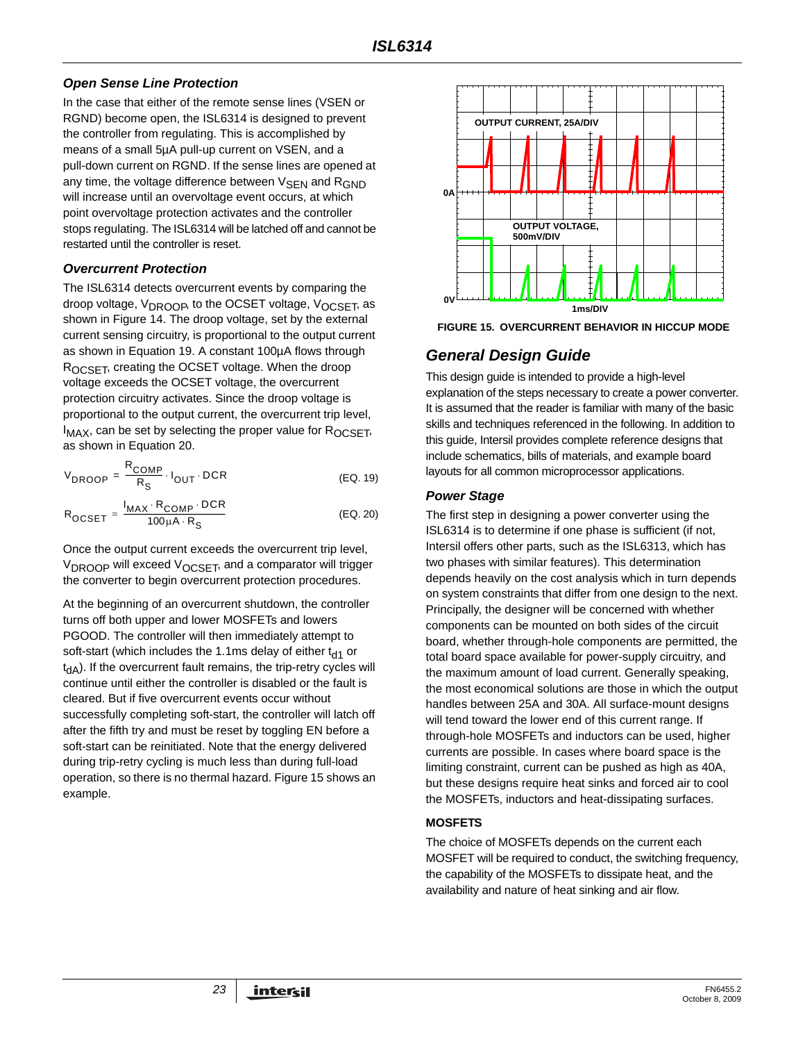### Open Sense Line Protection

In the case that either of the remote sense lines (VSEN or RGND) become open, the ISL6314 is designed to prevent the controller from regulating. This is accomplished by means of a small 5µA pull-up current on VSEN, and a pull-down current on RGND. If the sense lines are opened at any time, the voltage difference between $V_{SEN}$ and $R_{GND}$ will increase until an overvoltage event occurs, at which point overvoltage protection activates and the controller stops regulating. The ISL6314 will be latched off and cannot be restarted until the controller is reset.

### Overcurrent Protection

The ISL6314 detects overcurrent events by comparing the droop voltage, $V_{DROOP}$, to the OCSET voltage, $V_{OCSET}$, as shown in Figure 14. The droop voltage, set by the external current sensing circuitry, is proportional to the output current as shown in Equation 19. A constant 100µA flows through $R_{OCSET}$, creating the OCSET voltage. When the droop voltage exceeds the OCSET voltage, the overcurrent protection circuitry activates. Since the droop voltage is proportional to the output current, the overcurrent trip level, $I_{MAX}$, can be set by selecting the proper value for $R_{OCSET}$, as shown in Equation 20.

$$V_{DROOP} = \frac{R_{COMP}}{R_S} \cdot I_{OUT} \cdot DCR \qquad \text{(EQ. 19)}$$

$$R_{OCSET} = \frac{I_{MAX} \cdot R_{COMP} \cdot DCR}{100\mu A \cdot R_S} \qquad \text{(EQ. 20)}$$

Once the output current exceeds the overcurrent trip level, $V_{DROOP}$ will exceed $V_{OCSET}$, and a comparator will trigger the converter to begin overcurrent protection procedures.

At the beginning of an overcurrent shutdown, the controller turns off both upper and lower MOSFETs and lowers PGOOD. The controller will then immediately attempt to soft-start (which includes the 1.1ms delay of either $t_{d1}$ or $t_{dA}$). If the overcurrent fault remains, the trip-retry cycles will continue until either the controller is disabled or the fault is cleared. But if five overcurrent events occur without successfully completing soft-start, the controller will latch off after the fifth try and must be reset by toggling EN before a soft-start can be reinitiated. Note that the energy delivered during trip-retry cycling is much less than during full-load operation, so there is no thermal hazard. Figure 15 shows an example.

FIGURE 15. OVERCURRENT BEHAVIOR IN HICCUP MODE

## General Design Guide

This design guide is intended to provide a high-level explanation of the steps necessary to create a power converter. It is assumed that the reader is familiar with many of the basic skills and techniques referenced in the following. In addition to this guide, Intersil provides complete reference designs that include schematics, bills of materials, and example board layouts for all common microprocessor applications.

### Power Stage

The first step in designing a power converter using the ISL6314 is to determine if one phase is sufficient (if not, Intersil offers other parts, such as the ISL6313, which has two phases with similar features). This determination depends heavily on the cost analysis which in turn depends on system constraints that differ from one design to the next. Principally, the designer will be concerned with whether components can be mounted on both sides of the circuit board, whether through-hole components are permitted, the total board space available for power-supply circuitry, and the maximum amount of load current. Generally speaking, the most economical solutions are those in which the output handles between 25A and 30A. All surface-mount designs will tend toward the lower end of this current range. If through-hole MOSFETs and inductors can be used, higher currents are possible. In cases where board space is the limiting constraint, current can be pushed as high as 40A, but these designs require heat sinks and forced air to cool the MOSFETs, inductors and heat-dissipating surfaces.

#### MOSFETS

The choice of MOSFETs depends on the current each MOSFET will be required to conduct, the switching frequency, the capability of the MOSFETs to dissipate heat, and the availability and nature of heat sinking and air flow.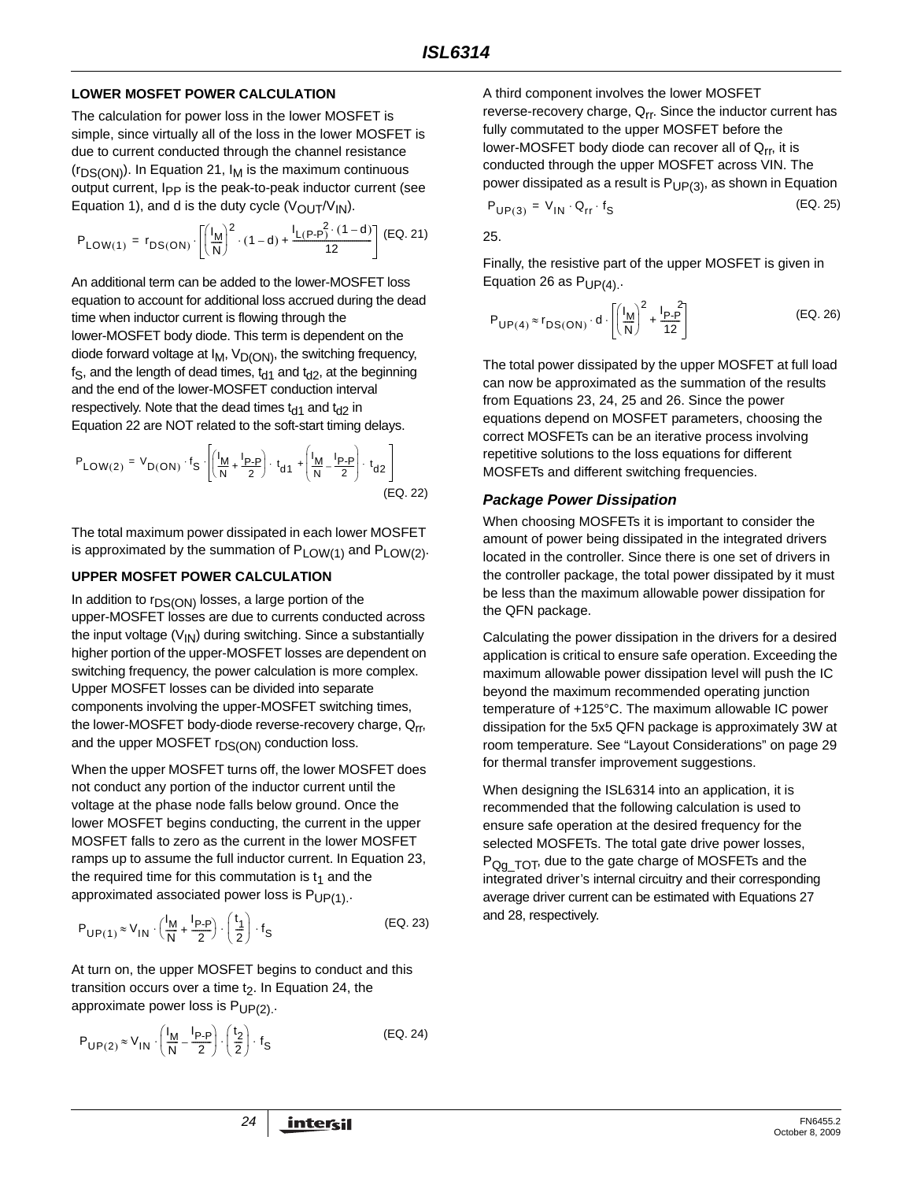### LOWER MOSFET POWER CALCULATION

The calculation for power loss in the lower MOSFET is simple, since virtually all of the loss in the lower MOSFET is due to current conducted through the channel resistance ($r_{DS(ON)}$). In Equation 21, $I_M$ is the maximum continuous output current, $I_{PP}$ is the peak-to-peak inductor current (see Equation 1), and d is the duty cycle ($V_{OUT}/V_{IN}$).

$$P_{LOW(1)} = r_{DS(ON)} \cdot \left[\left(\frac{I_M}{N}\right)^2 \cdot (1-d) + \frac{I_{L(P-P)}^2 \cdot (1-d)}{12}\right] \quad \text{(EQ. 21)}$$

An additional term can be added to the lower-MOSFET loss equation to account for additional loss accrued during the dead time when inductor current is flowing through the lower-MOSFET body diode. This term is dependent on the diode forward voltage at $I_M$, $V_{D(ON)}$, the switching frequency, $f_S$, and the length of dead times, $t_{d1}$ and $t_{d2}$, at the beginning and the end of the lower-MOSFET conduction interval respectively. Note that the dead times $t_{d1}$ and $t_{d2}$ in Equation 22 are NOT related to the soft-start timing delays.

$$P_{LOW(2)} = V_{D(ON)} \cdot f_S \cdot \left[\left(\frac{I_M}{N} + \frac{I_{P-P}}{2}\right) \cdot t_{d1} + \left(\frac{I_M}{N} - \frac{I_{P-P}}{2}\right) \cdot t_{d2}\right] \quad \text{(EQ. 22)}$$

The total maximum power dissipated in each lower MOSFET is approximated by the summation of $P_{LOW(1)}$ and $P_{LOW(2)}$.

### UPPER MOSFET POWER CALCULATION

In addition to $r_{DS(ON)}$ losses, a large portion of the upper-MOSFET losses are due to currents conducted across the input voltage ($V_{IN}$) during switching. Since a substantially higher portion of the upper-MOSFET losses are dependent on switching frequency, the power calculation is more complex. Upper MOSFET losses can be divided into separate components involving the upper-MOSFET switching times, the lower-MOSFET body-diode reverse-recovery charge, $Q_{rr}$, and the upper MOSFET $r_{DS(ON)}$ conduction loss.

When the upper MOSFET turns off, the lower MOSFET does not conduct any portion of the inductor current until the voltage at the phase node falls below ground. Once the lower MOSFET begins conducting, the current in the upper MOSFET falls to zero as the current in the lower MOSFET ramps up to assume the full inductor current. In Equation 23, the required time for this commutation is $t_1$ and the approximated associated power loss is $P_{UP(1)}$.

$$P_{UP(1)} \approx V_{IN} \cdot \left(\frac{I_M}{N} + \frac{I_{P-P}}{2}\right) \cdot \left(\frac{t_1}{2}\right) \cdot f_S \quad \text{(EQ. 23)}$$

At turn on, the upper MOSFET begins to conduct and this transition occurs over a time $t_2$. In Equation 24, the approximate power loss is $P_{UP(2)}$.

$$P_{UP(2)} \approx V_{IN} \cdot \left(\frac{I_M}{N} - \frac{I_{P-P}}{2}\right) \cdot \left(\frac{t_2}{2}\right) \cdot f_S \quad \text{(EQ. 24)}$$

A third component involves the lower MOSFET reverse-recovery charge, $Q_{rr}$. Since the inductor current has fully commutated to the upper MOSFET before the lower-MOSFET body diode can recover all of $Q_{rr}$, it is conducted through the upper MOSFET across VIN. The power dissipated as a result is $P_{UP(3)}$, as shown in Equation 25.

$$P_{UP(3)} = V_{IN} \cdot Q_{rr} \cdot f_S \quad \text{(EQ. 25)}$$

Finally, the resistive part of the upper MOSFET is given in Equation 26 as $P_{UP(4)}$.

$$P_{UP(4)} \approx r_{DS(ON)} \cdot d \cdot \left[\left(\frac{I_M}{N}\right)^2 + \frac{I_{P-P}^2}{12}\right] \quad \text{(EQ. 26)}$$

The total power dissipated by the upper MOSFET at full load can now be approximated as the summation of the results from Equations 23, 24, 25 and 26. Since the power equations depend on MOSFET parameters, choosing the correct MOSFETs can be an iterative process involving repetitive solutions to the loss equations for different MOSFETs and different switching frequencies.

## *Package Power Dissipation*

When choosing MOSFETs it is important to consider the amount of power being dissipated in the integrated drivers located in the controller. Since there is one set of drivers in the controller package, the total power dissipated by it must be less than the maximum allowable power dissipation for the QFN package.

Calculating the power dissipation in the drivers for a desired application is critical to ensure safe operation. Exceeding the maximum allowable power dissipation level will push the IC beyond the maximum recommended operating junction temperature of +125°C. The maximum allowable IC power dissipation for the 5x5 QFN package is approximately 3W at room temperature. See “Layout Considerations” on page 29 for thermal transfer improvement suggestions.

When designing the ISL6314 into an application, it is recommended that the following calculation is used to ensure safe operation at the desired frequency for the selected MOSFETs. The total gate drive power losses, $P_{Qg\_TOT}$, due to the gate charge of MOSFETs and the integrated driver’s internal circuitry and their corresponding average driver current can be estimated with Equations 27 and 28, respectively.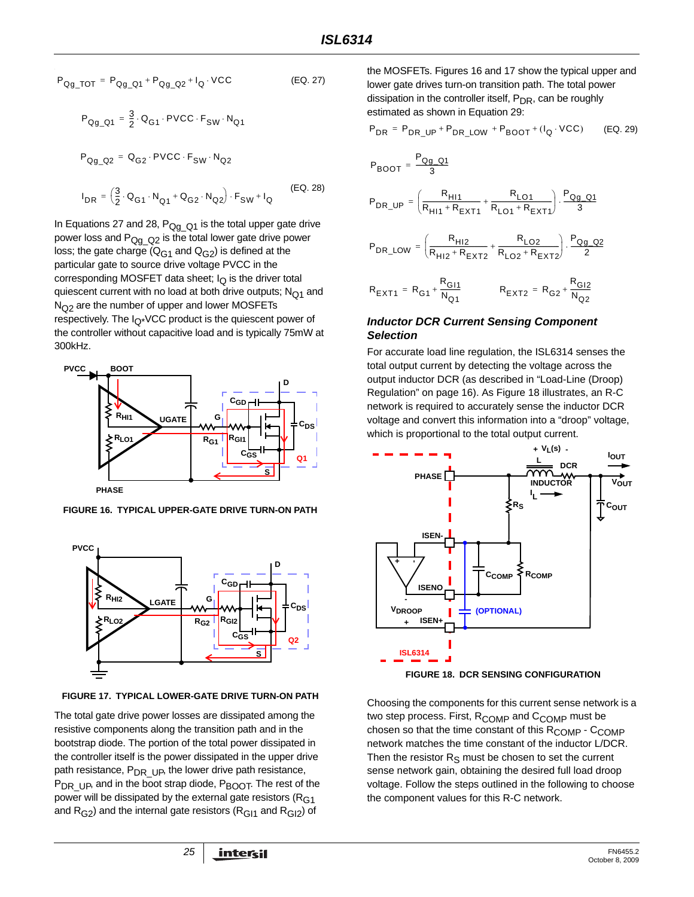$$P_{Qg\_TOT} = P_{Qg\_Q1} + P_{Qg\_Q2} + I_Q \cdot VCC \quad \text{(EQ. 27)}$$

$$P_{Qg\_Q1} = \frac{3}{2} \cdot Q_{G1} \cdot PVCC \cdot F_{SW} \cdot N_{Q1}$$

$$P_{Qg\_Q2} = Q_{G2} \cdot PVCC \cdot F_{SW} \cdot N_{Q2}$$

$$I_{DR} = \left(\frac{3}{2} \cdot Q_{G1} \cdot N_{Q1} + Q_{G2} \cdot N_{Q2}\right) \cdot F_{SW} + I_Q \quad \text{(EQ. 28)}$$

In Equations 27 and 28, $P_{Qg\_Q1}$ is the total upper gate drive power loss and $P_{Qg\_Q2}$ is the total lower gate drive power loss; the gate charge ($Q_{G1}$ and $Q_{G2}$) is defined at the particular gate to source drive voltage PVCC in the corresponding MOSFET data sheet; $I_Q$ is the driver total quiescent current with no load at both drive outputs; $N_{Q1}$ and $N_{Q2}$ are the number of upper and lower MOSFETs respectively. The $I_Q$*VCC product is the quiescent power of the controller without capacitive load and is typically 75mW at 300kHz.

FIGURE 16. TYPICAL UPPER-GATE DRIVE TURN-ON PATH

FIGURE 17. TYPICAL LOWER-GATE DRIVE TURN-ON PATH

The total gate drive power losses are dissipated among the resistive components along the transition path and in the bootstrap diode. The portion of the total power dissipated in the controller itself is the power dissipated in the upper drive path resistance, $P_{DR\_UP}$, the lower drive path resistance, $P_{DR\_UP}$, and in the boot strap diode, $P_{BOOT}$. The rest of the power will be dissipated by the external gate resistors ($R_{G1}$ and $R_{G2}$) and the internal gate resistors ($R_{GI1}$ and $R_{GI2}$) of the MOSFETs. Figures 16 and 17 show the typical upper and lower gate drives turn-on transition path. The total power dissipation in the controller itself, $P_{DR}$, can be roughly estimated as shown in Equation 29:

$$P_{DR} = P_{DR\_UP} + P_{DR\_LOW} + P_{BOOT} + (I_Q \cdot VCC) \quad \text{(EQ. 29)}$$

$$P_{BOOT} = \frac{P_{Qg\_Q1}}{3}$$

$$P_{DR\_UP} = \left(\frac{R_{HI1}}{R_{HI1} + R_{EXT1}} + \frac{R_{LO1}}{R_{LO1} + R_{EXT1}}\right) \cdot \frac{P_{Qg\_Q1}}{3}$$

$$P_{DR\_LOW} = \left(\frac{R_{HI2}}{R_{HI2} + R_{EXT2}} + \frac{R_{LO2}}{R_{LO2} + R_{EXT2}}\right) \cdot \frac{P_{Qg\_Q2}}{2}$$

$$R_{EXT1} = R_{G1} + \frac{R_{GI1}}{N_{Q1}} \qquad R_{EXT2} = R_{G2} + \frac{R_{GI2}}{N_{Q2}}$$

### *Inductor DCR Current Sensing Component Selection*

For accurate load line regulation, the ISL6314 senses the total output current by detecting the voltage across the output inductor DCR (as described in “Load-Line (Droop) Regulation” on page 16). As Figure 18 illustrates, an R-C network is required to accurately sense the inductor DCR voltage and convert this information into a “droop” voltage, which is proportional to the total output current.

FIGURE 18. DCR SENSING CONFIGURATION

Choosing the components for this current sense network is a two step process. First, $R_{COMP}$ and $C_{COMP}$ must be chosen so that the time constant of this $R_{COMP}$ - $C_{COMP}$ network matches the time constant of the inductor L/DCR. Then the resistor $R_S$ must be chosen to set the current sense network gain, obtaining the desired full load droop voltage. Follow the steps outlined in the following to choose the component values for this R-C network.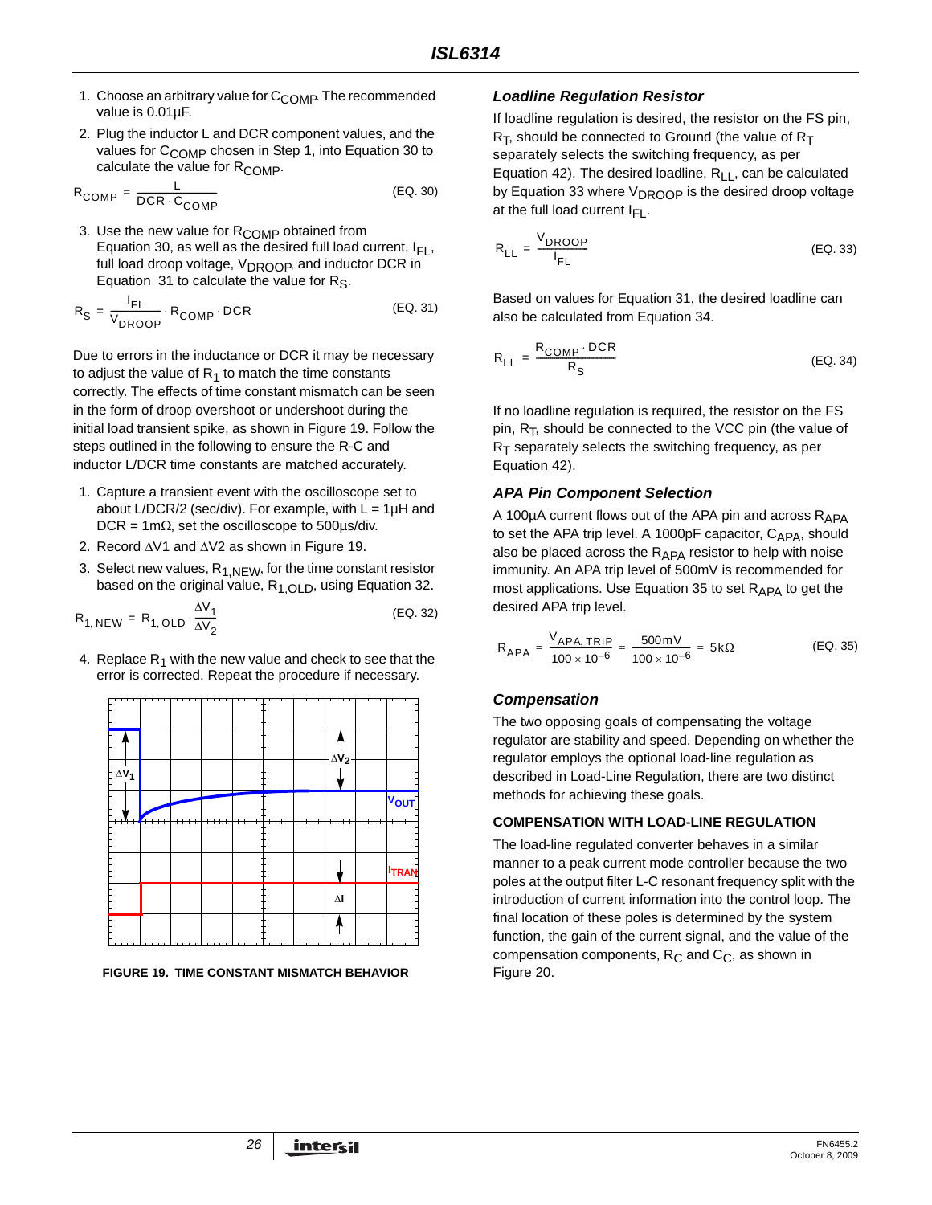1. Choose an arbitrary value for $C_{COMP}$. The recommended value is 0.01µF.
2. Plug the inductor L and DCR component values, and the values for $C_{COMP}$ chosen in Step 1, into Equation 30 to calculate the value for $R_{COMP}$.

$$R_{COMP} = \frac{L}{DCR \cdot C_{COMP}} \quad \text{(EQ. 30)}$$

3. Use the new value for $R_{COMP}$ obtained from Equation 30, as well as the desired full load current, $I_{FL}$, full load droop voltage, $V_{DROOP}$, and inductor DCR in Equation 31 to calculate the value for $R_S$.

$$R_S = \frac{I_{FL}}{V_{DROOP}} \cdot R_{COMP} \cdot DCR \quad \text{(EQ. 31)}$$

Due to errors in the inductance or DCR it may be necessary to adjust the value of $R_1$ to match the time constants correctly. The effects of time constant mismatch can be seen in the form of droop overshoot or undershoot during the initial load transient spike, as shown in Figure 19. Follow the steps outlined in the following to ensure the R-C and inductor L/DCR time constants are matched accurately.

1. Capture a transient event with the oscilloscope set to about L/DCR/2 (sec/div). For example, with L = 1µH and DCR = 1mΩ, set the oscilloscope to 500µs/div.
2. Record ΔV1 and ΔV2 as shown in Figure 19.
3. Select new values, $R_{1,NEW}$, for the time constant resistor based on the original value, $R_{1,OLD}$, using Equation 32.

$$R_{1,NEW} = R_{1,OLD} \cdot \frac{\Delta V_1}{\Delta V_2} \quad \text{(EQ. 32)}$$

4. Replace $R_1$ with the new value and check to see that the error is corrected. Repeat the procedure if necessary.

**FIGURE 19. TIME CONSTANT MISMATCH BEHAVIOR**

### *Loadline Regulation Resistor*

If loadline regulation is desired, the resistor on the FS pin, $R_T$, should be connected to Ground (the value of $R_T$ separately selects the switching frequency, as per Equation 42). The desired loadline, $R_{LL}$, can be calculated by Equation 33 where $V_{DROOP}$ is the desired droop voltage at the full load current $I_{FL}$.

$$R_{LL} = \frac{V_{DROOP}}{I_{FL}} \quad \text{(EQ. 33)}$$

Based on values for Equation 31, the desired loadline can also be calculated from Equation 34.

$$R_{LL} = \frac{R_{COMP} \cdot DCR}{R_S} \quad \text{(EQ. 34)}$$

If no loadline regulation is required, the resistor on the FS pin, $R_T$, should be connected to the VCC pin (the value of $R_T$ separately selects the switching frequency, as per Equation 42).

### *APA Pin Component Selection*

A 100µA current flows out of the APA pin and across $R_{APA}$ to set the APA trip level. A 1000pF capacitor, $C_{APA}$, should also be placed across the $R_{APA}$ resistor to help with noise immunity. An APA trip level of 500mV is recommended for most applications. Use Equation 35 to set $R_{APA}$ to get the desired APA trip level.

$$R_{APA} = \frac{V_{APA,TRIP}}{100 \times 10^{-6}} = \frac{500mV}{100 \times 10^{-6}} = 5k\Omega \quad \text{(EQ. 35)}$$

### *Compensation*

The two opposing goals of compensating the voltage regulator are stability and speed. Depending on whether the regulator employs the optional load-line regulation as described in Load-Line Regulation, there are two distinct methods for achieving these goals.

#### COMPENSATION WITH LOAD-LINE REGULATION

The load-line regulated converter behaves in a similar manner to a peak current mode controller because the two poles at the output filter L-C resonant frequency split with the introduction of current information into the control loop. The final location of these poles is determined by the system function, the gain of the current signal, and the value of the compensation components, $R_C$ and $C_C$, as shown in Figure 20.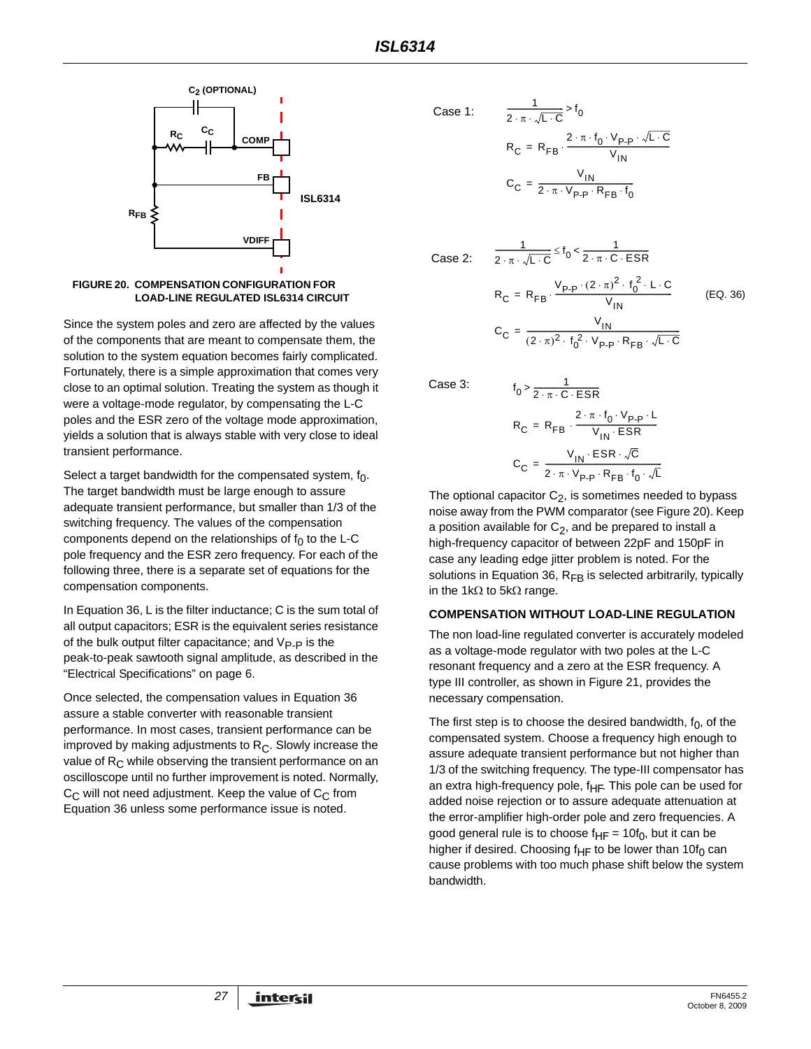FIGURE 20. COMPENSATION CONFIGURATION FOR LOAD-LINE REGULATED ISL6314 CIRCUIT

Since the system poles and zero are affected by the values of the components that are meant to compensate them, the solution to the system equation becomes fairly complicated. Fortunately, there is a simple approximation that comes very close to an optimal solution. Treating the system as though it were a voltage-mode regulator, by compensating the L-C poles and the ESR zero of the voltage mode approximation, yields a solution that is always stable with very close to ideal transient performance.

Select a target bandwidth for the compensated system, $f_0$. The target bandwidth must be large enough to assure adequate transient performance, but smaller than 1/3 of the switching frequency. The values of the compensation components depend on the relationships of $f_0$ to the L-C pole frequency and the ESR zero frequency. For each of the following three, there is a separate set of equations for the compensation components.

In Equation 36, L is the filter inductance; C is the sum total of all output capacitors; ESR is the equivalent series resistance of the bulk output filter capacitance; and $V_{P-P}$ is the peak-to-peak sawtooth signal amplitude, as described in the "Electrical Specifications" on page 6.

Once selected, the compensation values in Equation 36 assure a stable converter with reasonable transient performance. In most cases, transient performance can be improved by making adjustments to $R_C$. Slowly increase the value of $R_C$ while observing the transient performance on an oscilloscope until no further improvement is noted. Normally, $C_C$ will not need adjustment. Keep the value of $C_C$ from Equation 36 unless some performance issue is noted.

Case 1:

$$\frac{1}{2 \cdot \pi \cdot \sqrt{L \cdot C}} > f_0$$

$$R_C = R_{FB} \cdot \frac{2 \cdot \pi \cdot f_0 \cdot V_{P-P} \cdot \sqrt{L \cdot C}}{V_{IN}}$$

$$C_C = \frac{V_{IN}}{2 \cdot \pi \cdot V_{P-P} \cdot R_{FB} \cdot f_0}$$

Case 2:

$$\frac{1}{2 \cdot \pi \cdot \sqrt{L \cdot C}} \leq f_0 < \frac{1}{2 \cdot \pi \cdot C \cdot ESR}$$

$$R_C = R_{FB} \cdot \frac{V_{P-P} \cdot (2 \cdot \pi)^2 \cdot f_0^2 \cdot L \cdot C}{V_{IN}} \qquad \text{(EQ. 36)}$$

$$C_C = \frac{V_{IN}}{(2 \cdot \pi)^2 \cdot f_0^2 \cdot V_{P-P} \cdot R_{FB} \cdot \sqrt{L \cdot C}}$$

Case 3:

$$f_0 > \frac{1}{2 \cdot \pi \cdot C \cdot ESR}$$

$$R_C = R_{FB} \cdot \frac{2 \cdot \pi \cdot f_0 \cdot V_{P-P} \cdot L}{V_{IN} \cdot ESR}$$

$$C_C = \frac{V_{IN} \cdot ESR \cdot \sqrt{C}}{2 \cdot \pi \cdot V_{P-P} \cdot R_{FB} \cdot f_0 \cdot \sqrt{L}}$$

The optional capacitor $C_2$, is sometimes needed to bypass noise away from the PWM comparator (see Figure 20). Keep a position available for $C_2$, and be prepared to install a high-frequency capacitor of between 22pF and 150pF in case any leading edge jitter problem is noted. For the solutions in Equation 36, $R_{FB}$ is selected arbitrarily, typically in the 1kΩ to 5kΩ range.

### COMPENSATION WITHOUT LOAD-LINE REGULATION

The non load-line regulated converter is accurately modeled as a voltage-mode regulator with two poles at the L-C resonant frequency and a zero at the ESR frequency. A type III controller, as shown in Figure 21, provides the necessary compensation.

The first step is to choose the desired bandwidth, $f_0$, of the compensated system. Choose a frequency high enough to assure adequate transient performance but not higher than 1/3 of the switching frequency. The type-III compensator has an extra high-frequency pole, $f_{HF}$. This pole can be used for added noise rejection or to assure adequate attenuation at the error-amplifier high-order pole and zero frequencies. A good general rule is to choose $f_{HF} = 10f_0$, but it can be higher if desired. Choosing $f_{HF}$ to be lower than $10f_0$ can cause problems with too much phase shift below the system bandwidth.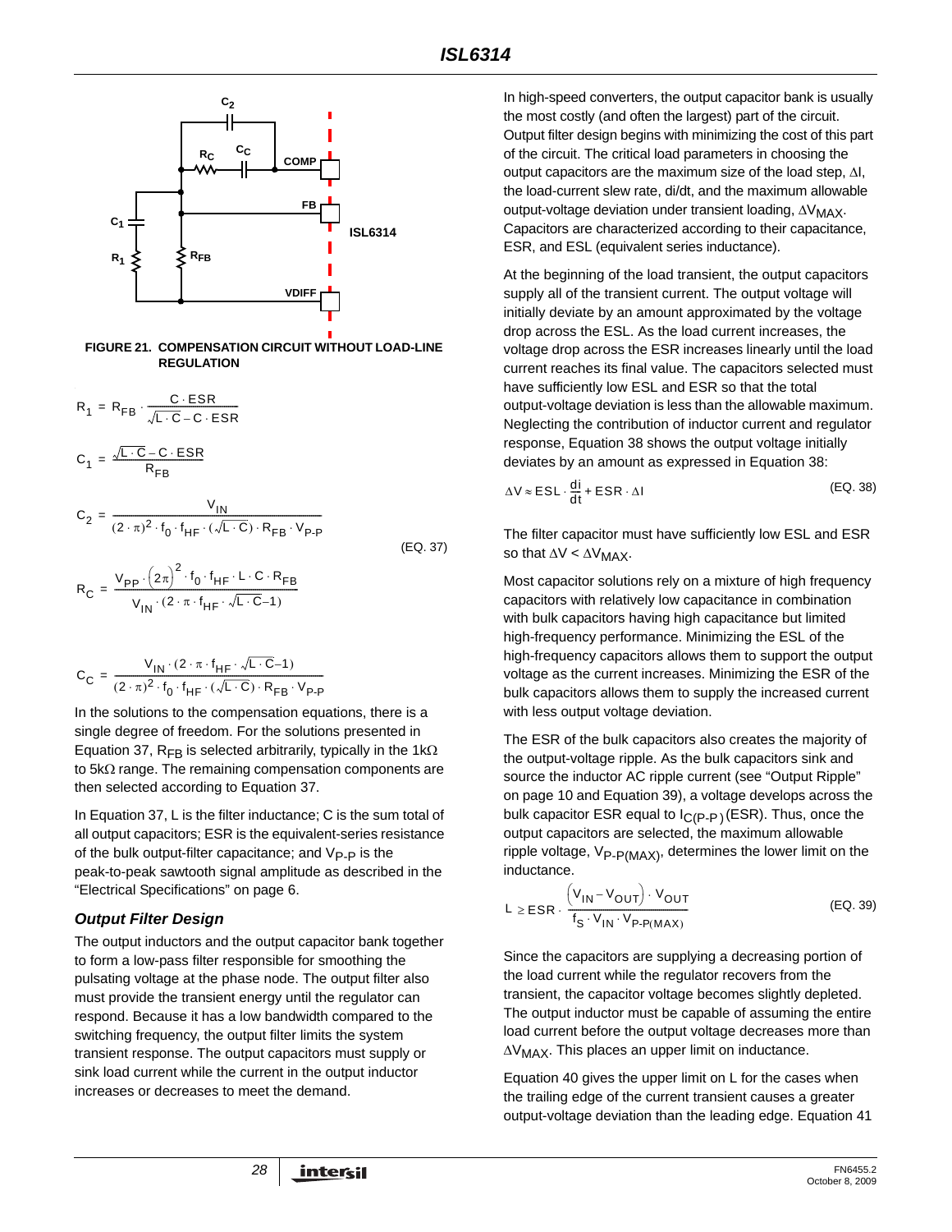FIGURE 21. COMPENSATION CIRCUIT WITHOUT LOAD-LINE REGULATION

$$R_1 = R_{FB} \cdot \frac{C \cdot ESR}{\sqrt{L \cdot C} - C \cdot ESR}$$

$$C_1 = \frac{\sqrt{L \cdot C} - C \cdot ESR}{R_{FB}}$$

$$C_2 = \frac{V_{IN}}{(2 \cdot \pi)^2 \cdot f_0 \cdot f_{HF} \cdot (\sqrt{L \cdot C}) \cdot R_{FB} \cdot V_{P-P}} \quad \text{(EQ. 37)}$$

$$R_C = \frac{V_{PP} \cdot (2\pi)^2 \cdot f_0 \cdot f_{HF} \cdot L \cdot C \cdot R_{FB}}{V_{IN} \cdot (2 \cdot \pi \cdot f_{HF} \cdot \sqrt{L \cdot C} - 1)}$$

$$C_C = \frac{V_{IN} \cdot (2 \cdot \pi \cdot f_{HF} \cdot \sqrt{L \cdot C} - 1)}{(2 \cdot \pi)^2 \cdot f_0 \cdot f_{HF} \cdot (\sqrt{L \cdot C}) \cdot R_{FB} \cdot V_{P-P}}$$

In the solutions to the compensation equations, there is a single degree of freedom. For the solutions presented in Equation 37, $R_{FB}$ is selected arbitrarily, typically in the 1kΩ to 5kΩ range. The remaining compensation components are then selected according to Equation 37.

In Equation 37, L is the filter inductance; C is the sum total of all output capacitors; ESR is the equivalent-series resistance of the bulk output-filter capacitance; and $V_{P-P}$ is the peak-to-peak sawtooth signal amplitude as described in the “Electrical Specifications” on page 6.

### *Output Filter Design*

The output inductors and the output capacitor bank together to form a low-pass filter responsible for smoothing the pulsating voltage at the phase node. The output filter also must provide the transient energy until the regulator can respond. Because it has a low bandwidth compared to the switching frequency, the output filter limits the system transient response. The output capacitors must supply or sink load current while the current in the output inductor increases or decreases to meet the demand.

In high-speed converters, the output capacitor bank is usually the most costly (and often the largest) part of the circuit. Output filter design begins with minimizing the cost of this part of the circuit. The critical load parameters in choosing the output capacitors are the maximum size of the load step, $\Delta I$, the load-current slew rate, di/dt, and the maximum allowable output-voltage deviation under transient loading, $\Delta V_{MAX}$. Capacitors are characterized according to their capacitance, ESR, and ESL (equivalent series inductance).

At the beginning of the load transient, the output capacitors supply all of the transient current. The output voltage will initially deviate by an amount approximated by the voltage drop across the ESL. As the load current increases, the voltage drop across the ESR increases linearly until the load current reaches its final value. The capacitors selected must have sufficiently low ESL and ESR so that the total output-voltage deviation is less than the allowable maximum. Neglecting the contribution of inductor current and regulator response, Equation 38 shows the output voltage initially deviates by an amount as expressed in Equation 38:

$$\Delta V \approx ESL \cdot \frac{di}{dt} + ESR \cdot \Delta I \quad \text{(EQ. 38)}$$

The filter capacitor must have sufficiently low ESL and ESR so that $\Delta V < \Delta V_{MAX}$.

Most capacitor solutions rely on a mixture of high frequency capacitors with relatively low capacitance in combination with bulk capacitors having high capacitance but limited high-frequency performance. Minimizing the ESL of the high-frequency capacitors allows them to support the output voltage as the current increases. Minimizing the ESR of the bulk capacitors allows them to supply the increased current with less output voltage deviation.

The ESR of the bulk capacitors also creates the majority of the output-voltage ripple. As the bulk capacitors sink and source the inductor AC ripple current (see “Output Ripple” on page 10 and Equation 39), a voltage develops across the bulk capacitor ESR equal to $I_{C(P-P)}$ (ESR). Thus, once the output capacitors are selected, the maximum allowable ripple voltage, $V_{P-P(MAX)}$, determines the lower limit on the inductance.

$$L \geq ESR \cdot \frac{(V_{IN} - V_{OUT}) \cdot V_{OUT}}{f_S \cdot V_{IN} \cdot V_{P-P(MAX)}} \quad \text{(EQ. 39)}$$

Since the capacitors are supplying a decreasing portion of the load current while the regulator recovers from the transient, the capacitor voltage becomes slightly depleted. The output inductor must be capable of assuming the entire load current before the output voltage decreases more than $\Delta V_{MAX}$. This places an upper limit on inductance.

Equation 40 gives the upper limit on L for the cases when the trailing edge of the current transient causes a greater output-voltage deviation than the leading edge. Equation 41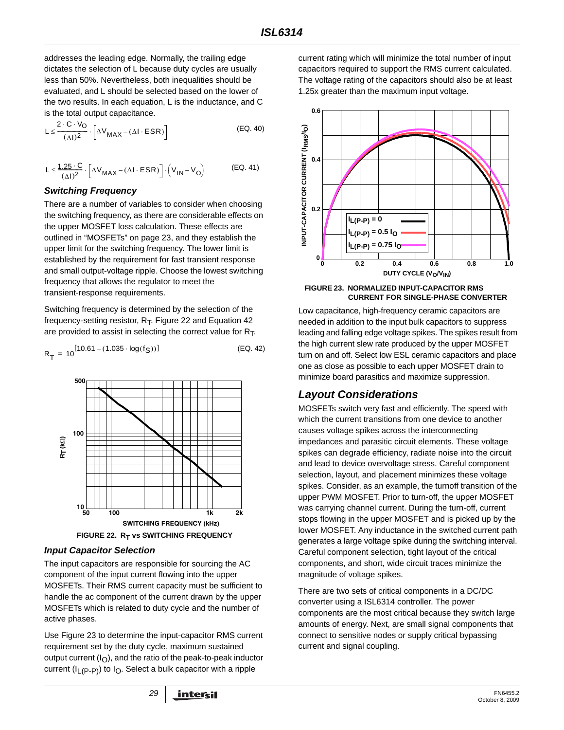addresses the leading edge. Normally, the trailing edge dictates the selection of L because duty cycles are usually less than 50%. Nevertheless, both inequalities should be evaluated, and L should be selected based on the lower of the two results. In each equation, L is the inductance, and C is the total output capacitance.

$$L \leq \frac{2 \cdot C \cdot V_O}{(\Delta I)^2} \cdot \left[\Delta V_{MAX} - (\Delta I \cdot ESR)\right] \qquad \text{(EQ. 40)}$$

$$L \leq \frac{1.25 \cdot C}{(\Delta I)^2} \cdot \left[\Delta V_{MAX} - (\Delta I \cdot ESR)\right] \cdot \left(V_{IN} - V_O\right) \qquad \text{(EQ. 41)}$$

### *Switching Frequency*

There are a number of variables to consider when choosing the switching frequency, as there are considerable effects on the upper MOSFET loss calculation. These effects are outlined in “MOSFETs” on page 23, and they establish the upper limit for the switching frequency. The lower limit is established by the requirement for fast transient response and small output-voltage ripple. Choose the lowest switching frequency that allows the regulator to meet the transient-response requirements.

Switching frequency is determined by the selection of the frequency-setting resistor, $R_T$. Figure 22 and Equation 42 are provided to assist in selecting the correct value for $R_T$.

$$R_T = 10^{[10.61 - (1.035 \cdot \log(f_S))]} \qquad \text{(EQ. 42)}$$

FIGURE 22. $R_T$ vs SWITCHING FREQUENCY

### *Input Capacitor Selection*

The input capacitors are responsible for sourcing the AC component of the input current flowing into the upper MOSFETs. Their RMS current capacity must be sufficient to handle the ac component of the current drawn by the upper MOSFETs which is related to duty cycle and the number of active phases.

Use Figure 23 to determine the input-capacitor RMS current requirement set by the duty cycle, maximum sustained output current ($I_O$), and the ratio of the peak-to-peak inductor current ($I_{L(P-P)}$) to $I_O$. Select a bulk capacitor with a ripple current rating which will minimize the total number of input capacitors required to support the RMS current calculated. The voltage rating of the capacitors should also be at least 1.25x greater than the maximum input voltage.

FIGURE 23. NORMALIZED INPUT-CAPACITOR RMS CURRENT FOR SINGLE-PHASE CONVERTER

Low capacitance, high-frequency ceramic capacitors are needed in addition to the input bulk capacitors to suppress leading and falling edge voltage spikes. The spikes result from the high current slew rate produced by the upper MOSFET turn on and off. Select low ESL ceramic capacitors and place one as close as possible to each upper MOSFET drain to minimize board parasitics and maximize suppression.

## *Layout Considerations*

MOSFETs switch very fast and efficiently. The speed with which the current transitions from one device to another causes voltage spikes across the interconnecting impedances and parasitic circuit elements. These voltage spikes can degrade efficiency, radiate noise into the circuit and lead to device overvoltage stress. Careful component selection, layout, and placement minimizes these voltage spikes. Consider, as an example, the turnoff transition of the upper PWM MOSFET. Prior to turn-off, the upper MOSFET was carrying channel current. During the turn-off, current stops flowing in the upper MOSFET and is picked up by the lower MOSFET. Any inductance in the switched current path generates a large voltage spike during the switching interval. Careful component selection, tight layout of the critical components, and short, wide circuit traces minimize the magnitude of voltage spikes.

There are two sets of critical components in a DC/DC converter using a ISL6314 controller. The power components are the most critical because they switch large amounts of energy. Next, are small signal components that connect to sensitive nodes or supply critical bypassing current and signal coupling.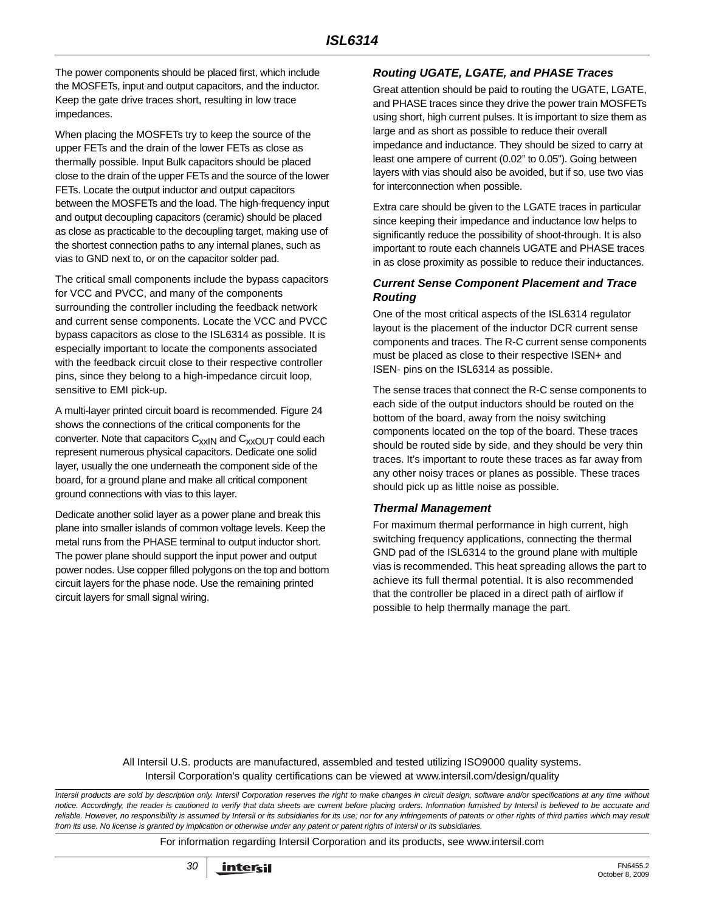The power components should be placed first, which include the MOSFETs, input and output capacitors, and the inductor. Keep the gate drive traces short, resulting in low trace impedances.

When placing the MOSFETs try to keep the source of the upper FETs and the drain of the lower FETs as close as thermally possible. Input Bulk capacitors should be placed close to the drain of the upper FETs and the source of the lower FETs. Locate the output inductor and output capacitors between the MOSFETs and the load. The high-frequency input and output decoupling capacitors (ceramic) should be placed as close as practicable to the decoupling target, making use of the shortest connection paths to any internal planes, such as vias to GND next to, or on the capacitor solder pad.

The critical small components include the bypass capacitors for VCC and PVCC, and many of the components surrounding the controller including the feedback network and current sense components. Locate the VCC and PVCC bypass capacitors as close to the ISL6314 as possible. It is especially important to locate the components associated with the feedback circuit close to their respective controller pins, since they belong to a high-impedance circuit loop, sensitive to EMI pick-up.

A multi-layer printed circuit board is recommended. Figure 24 shows the connections of the critical components for the converter. Note that capacitors $C_{xxIN}$ and $C_{xxOUT}$ could each represent numerous physical capacitors. Dedicate one solid layer, usually the one underneath the component side of the board, for a ground plane and make all critical component ground connections with vias to this layer.

Dedicate another solid layer as a power plane and break this plane into smaller islands of common voltage levels. Keep the metal runs from the PHASE terminal to output inductor short. The power plane should support the input power and output power nodes. Use copper filled polygons on the top and bottom circuit layers for the phase node. Use the remaining printed circuit layers for small signal wiring.

### Routing UGATE, LGATE, and PHASE Traces

Great attention should be paid to routing the UGATE, LGATE, and PHASE traces since they drive the power train MOSFETs using short, high current pulses. It is important to size them as large and as short as possible to reduce their overall impedance and inductance. They should be sized to carry at least one ampere of current (0.02" to 0.05"). Going between layers with vias should also be avoided, but if so, use two vias for interconnection when possible.

Extra care should be given to the LGATE traces in particular since keeping their impedance and inductance low helps to significantly reduce the possibility of shoot-through. It is also important to route each channels UGATE and PHASE traces in as close proximity as possible to reduce their inductances.

### Current Sense Component Placement and Trace Routing

One of the most critical aspects of the ISL6314 regulator layout is the placement of the inductor DCR current sense components and traces. The R-C current sense components must be placed as close to their respective ISEN+ and ISEN- pins on the ISL6314 as possible.

The sense traces that connect the R-C sense components to each side of the output inductors should be routed on the bottom of the board, away from the noisy switching components located on the top of the board. These traces should be routed side by side, and they should be very thin traces. It's important to route these traces as far away from any other noisy traces or planes as possible. These traces should pick up as little noise as possible.

### Thermal Management

For maximum thermal performance in high current, high switching frequency applications, connecting the thermal GND pad of the ISL6314 to the ground plane with multiple vias is recommended. This heat spreading allows the part to achieve its full thermal potential. It is also recommended that the controller be placed in a direct path of airflow if possible to help thermally manage the part.

All Intersil U.S. products are manufactured, assembled and tested utilizing ISO9000 quality systems.
Intersil Corporation's quality certifications can be viewed at www.intersil.com/design/quality

*Intersil products are sold by description only. Intersil Corporation reserves the right to make changes in circuit design, software and/or specifications at any time without notice. Accordingly, the reader is cautioned to verify that data sheets are current before placing orders. Information furnished by Intersil is believed to be accurate and reliable. However, no responsibility is assumed by Intersil or its subsidiaries for its use; nor for any infringements of patents or other rights of third parties which may result from its use. No license is granted by implication or otherwise under any patent or patent rights of Intersil or its subsidiaries.*

For information regarding Intersil Corporation and its products, see www.intersil.com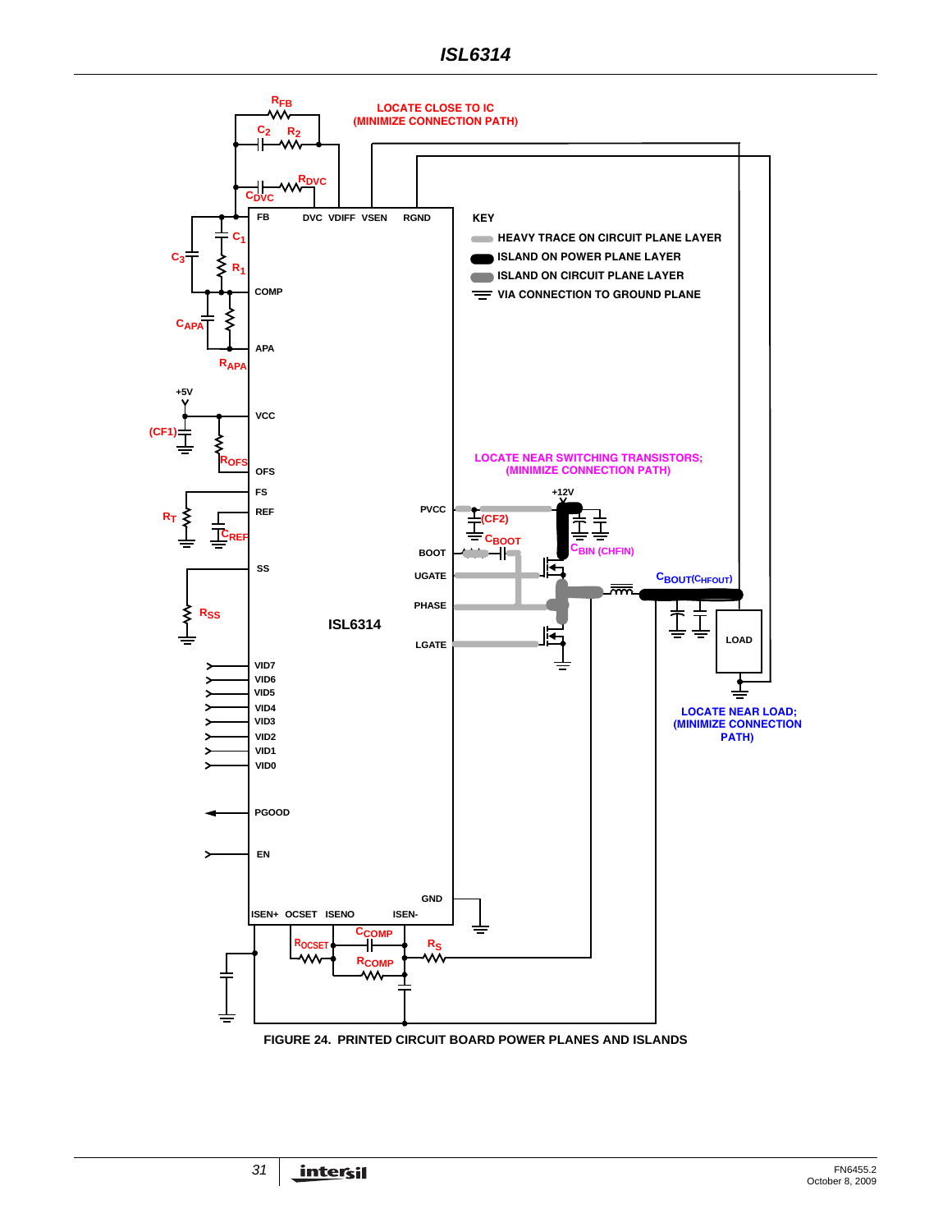FIGURE 24. PRINTED CIRCUIT BOARD POWER PLANES AND ISLANDS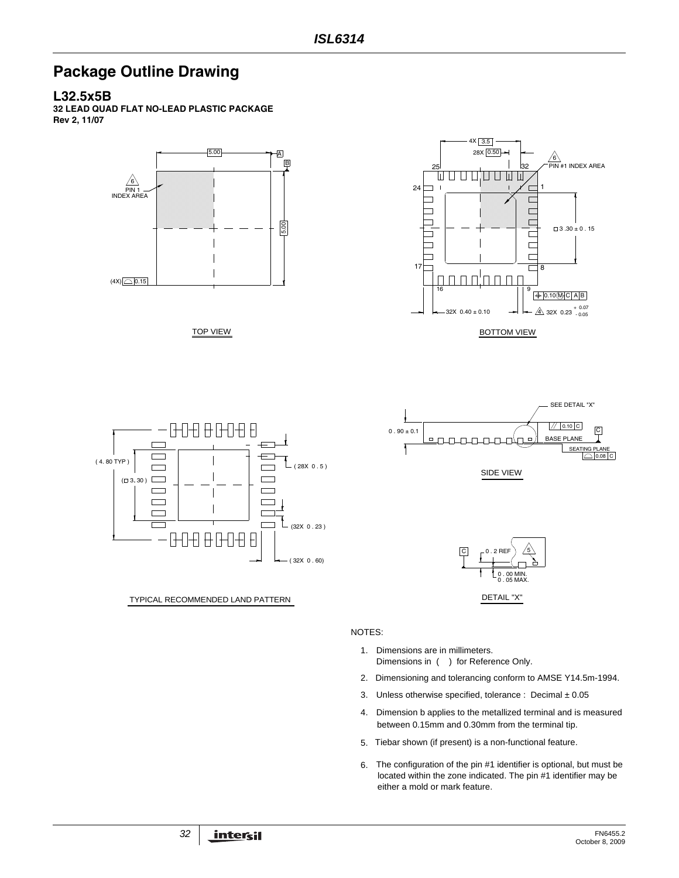# Package Outline Drawing

## L32.5x5B

**32 LEAD QUAD FLAT NO-LEAD PLASTIC PACKAGE**
**Rev 2, 11/07**

5.00
A
B
6
PIN 1
INDEX AREA
5.00
(4X) 0.15

TOP VIEW

4X 3.5
28X 0.50
6
PIN #1 INDEX AREA
25
32
24
1
3 .30 ± 0 . 15
17
8
16
9
0.10 M C A B
32X 0.40 ± 0.10
4 32X 0.23 + 0.07 - 0.05

BOTTOM VIEW

( 4. 80 TYP )
( 3. 30 )
( 28X 0 . 5 )
(32X 0 . 23 )
( 32X 0 . 60)

TYPICAL RECOMMENDED LAND PATTERN

SEE DETAIL "X"
0 . 90 ± 0.1
0.10 C
C
BASE PLANE
SEATING PLANE
0.08 C

SIDE VIEW

C
0 . 2 REF
5
0 . 00 MIN.
0 . 05 MAX.

DETAIL "X"

NOTES:

1. Dimensions are in millimeters.
   Dimensions in ( ) for Reference Only.
2. Dimensioning and tolerancing conform to AMSE Y14.5m-1994.
3. Unless otherwise specified, tolerance : Decimal ± 0.05
4. Dimension b applies to the metallized terminal and is measured between 0.15mm and 0.30mm from the terminal tip.
5. Tiebar shown (if present) is a non-functional feature.
6. The configuration of the pin #1 identifier is optional, but must be located within the zone indicated. The pin #1 identifier may be either a mold or mark feature.